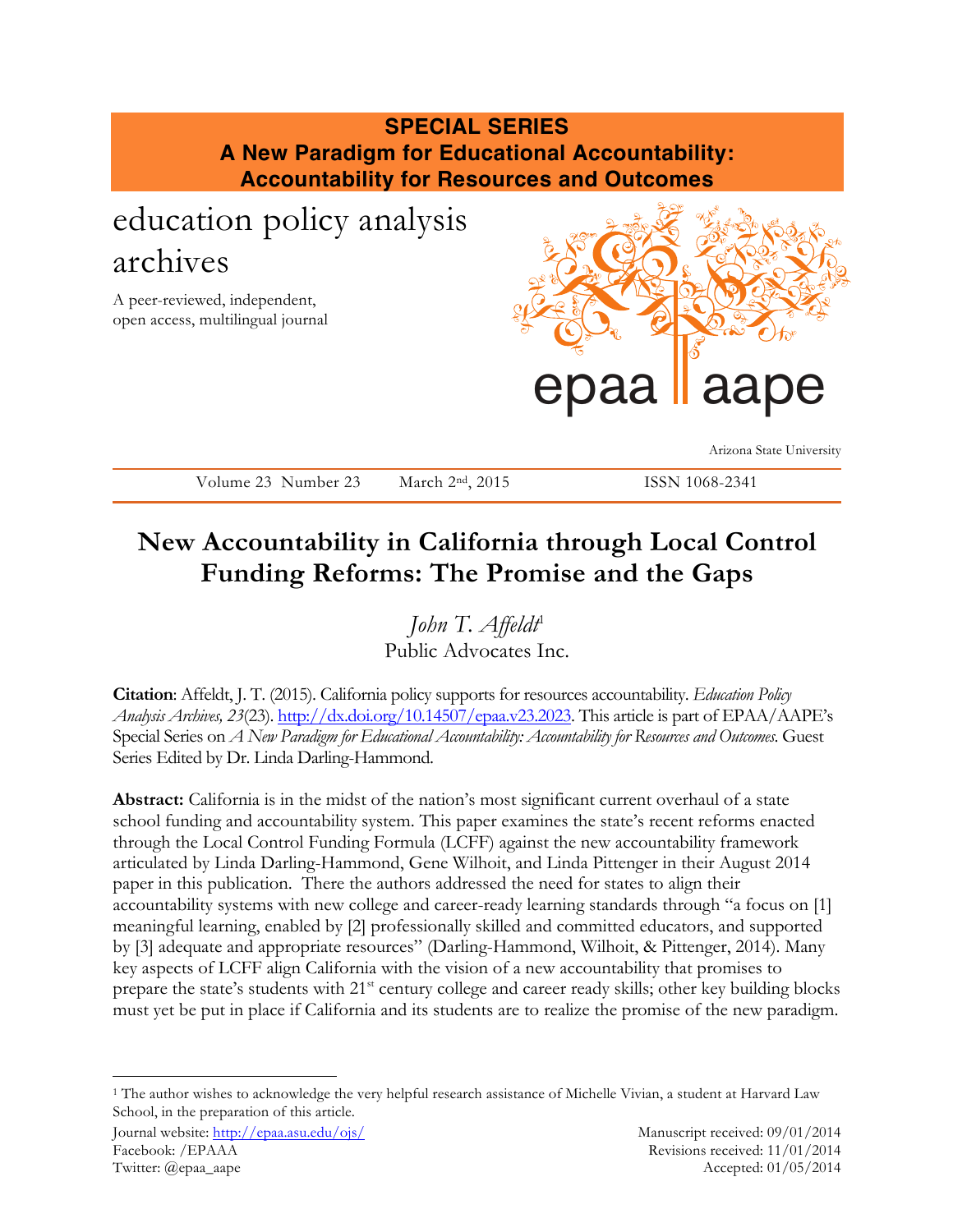**SPECIAL SERIES**
**A New Paradigm for Educational Accountability: Accountability for Resources and Outcomes**

education policy analysis archives

A peer-reviewed, independent, open access, multilingual journal

epaa aape

Arizona State University

Volume 23 Number 23 March 2nd, 2015 ISSN 1068-2341

# New Accountability in California through Local Control Funding Reforms: The Promise and the Gaps

*John T. Affeldt*[1]
Public Advocates Inc.

**Citation**: Affeldt, J. T. (2015). California policy supports for resources accountability. *Education Policy Analysis Archives, 23*(23). http://dx.doi.org/10.14507/epaa.v23.2023. This article is part of EPAA/AAPE's Special Series on *A New Paradigm for Educational Accountability: Accountability for Resources and Outcomes*. Guest Series Edited by Dr. Linda Darling-Hammond.

**Abstract:** California is in the midst of the nation's most significant current overhaul of a state school funding and accountability system. This paper examines the state's recent reforms enacted through the Local Control Funding Formula (LCFF) against the new accountability framework articulated by Linda Darling-Hammond, Gene Wilhoit, and Linda Pittenger in their August 2014 paper in this publication. There the authors addressed the need for states to align their accountability systems with new college and career-ready learning standards through "a focus on [1] meaningful learning, enabled by [2] professionally skilled and committed educators, and supported by [3] adequate and appropriate resources" (Darling-Hammond, Wilhoit, & Pittenger, 2014). Many key aspects of LCFF align California with the vision of a new accountability that promises to prepare the state's students with 21st century college and career ready skills; other key building blocks must yet be put in place if California and its students are to realize the promise of the new paradigm.

[1] The author wishes to acknowledge the very helpful research assistance of Michelle Vivian, a student at Harvard Law School, in the preparation of this article.

Journal website: http://epaa.asu.edu/ojs/
Facebook: /EPAAA
Twitter: @epaa_aape

Manuscript received: 09/01/2014
Revisions received: 11/01/2014
Accepted: 01/05/2014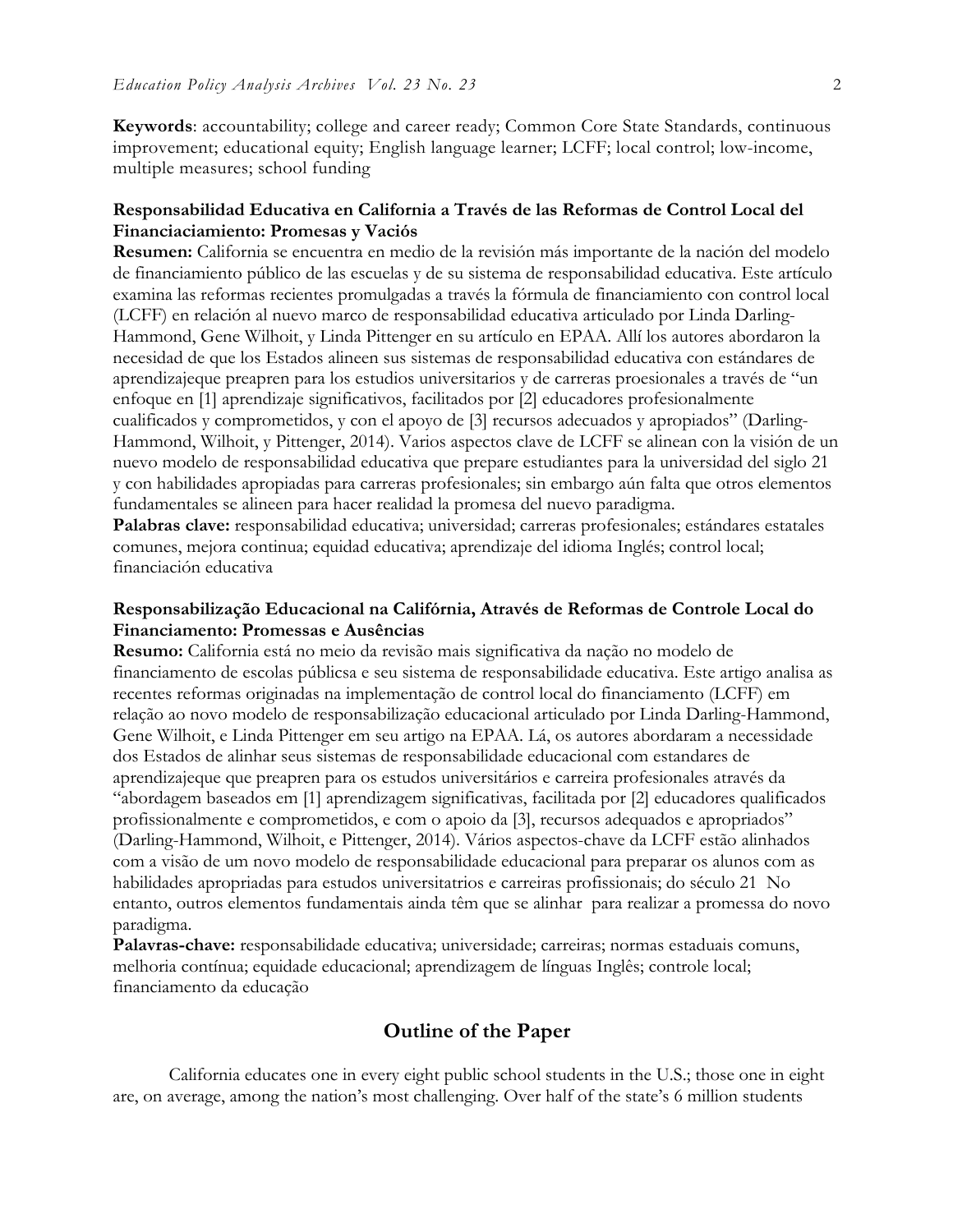**Keywords**: accountability; college and career ready; Common Core State Standards, continuous improvement; educational equity; English language learner; LCFF; local control; low-income, multiple measures; school funding

**Responsabilidad Educativa en California a Través de las Reformas de Control Local del Financiaciamiento: Promesas y Vaciós**

**Resumen:** California se encuentra en medio de la revisión más importante de la nación del modelo de financiamiento público de las escuelas y de su sistema de responsabilidad educativa. Este artículo examina las reformas recientes promulgadas a través la fórmula de financiamiento con control local (LCFF) en relación al nuevo marco de responsabilidad educativa articulado por Linda Darling-Hammond, Gene Wilhoit, y Linda Pittenger en su artículo en EPAA. Allí los autores abordaron la necesidad de que los Estados alineen sus sistemas de responsabilidad educativa con estándares de aprendizajeque preapren para los estudios universitarios y de carreras proesionales a través de "un enfoque en [1] aprendizaje significativos, facilitados por [2] educadores profesionalmente cualificados y comprometidos, y con el apoyo de [3] recursos adecuados y apropiados" (Darling-Hammond, Wilhoit, y Pittenger, 2014). Varios aspectos clave de LCFF se alinean con la visión de un nuevo modelo de responsabilidad educativa que prepare estudiantes para la universidad del siglo 21 y con habilidades apropiadas para carreras profesionales; sin embargo aún falta que otros elementos fundamentales se alineen para hacer realidad la promesa del nuevo paradigma.

**Palabras clave:** responsabilidad educativa; universidad; carreras profesionales; estándares estatales comunes, mejora continua; equidad educativa; aprendizaje del idioma Inglés; control local; financiación educativa

**Responsabilização Educacional na Califórnia, Através de Reformas de Controle Local do Financiamento: Promessas e Ausências**

**Resumo:** California está no meio da revisão mais significativa da nação no modelo de financiamento de escolas públicsa e seu sistema de responsabilidade educativa. Este artigo analisa as recentes reformas originadas na implementação de control local do financiamento (LCFF) em relação ao novo modelo de responsabilização educacional articulado por Linda Darling-Hammond, Gene Wilhoit, e Linda Pittenger em seu artigo na EPAA. Lá, os autores abordaram a necessidade dos Estados de alinhar seus sistemas de responsabilidade educacional com estandares de aprendizajeque que preapren para os estudos universitários e carreira profesionales através da "abordagem baseados em [1] aprendizagem significativas, facilitada por [2] educadores qualificados profissionalmente e comprometidos, e com o apoio da [3], recursos adequados e apropriados" (Darling-Hammond, Wilhoit, e Pittenger, 2014). Vários aspectos-chave da LCFF estão alinhados com a visão de um novo modelo de responsabilidade educacional para preparar os alunos com as habilidades apropriadas para estudos universitatrios e carreiras profissionais; do século 21 No entanto, outros elementos fundamentais ainda têm que se alinhar para realizar a promessa do novo paradigma.

**Palavras-chave:** responsabilidade educativa; universidade; carreiras; normas estaduais comuns, melhoria contínua; equidade educacional; aprendizagem de línguas Inglês; controle local; financiamento da educação

## Outline of the Paper

California educates one in every eight public school students in the U.S.; those one in eight are, on average, among the nation's most challenging. Over half of the state's 6 million students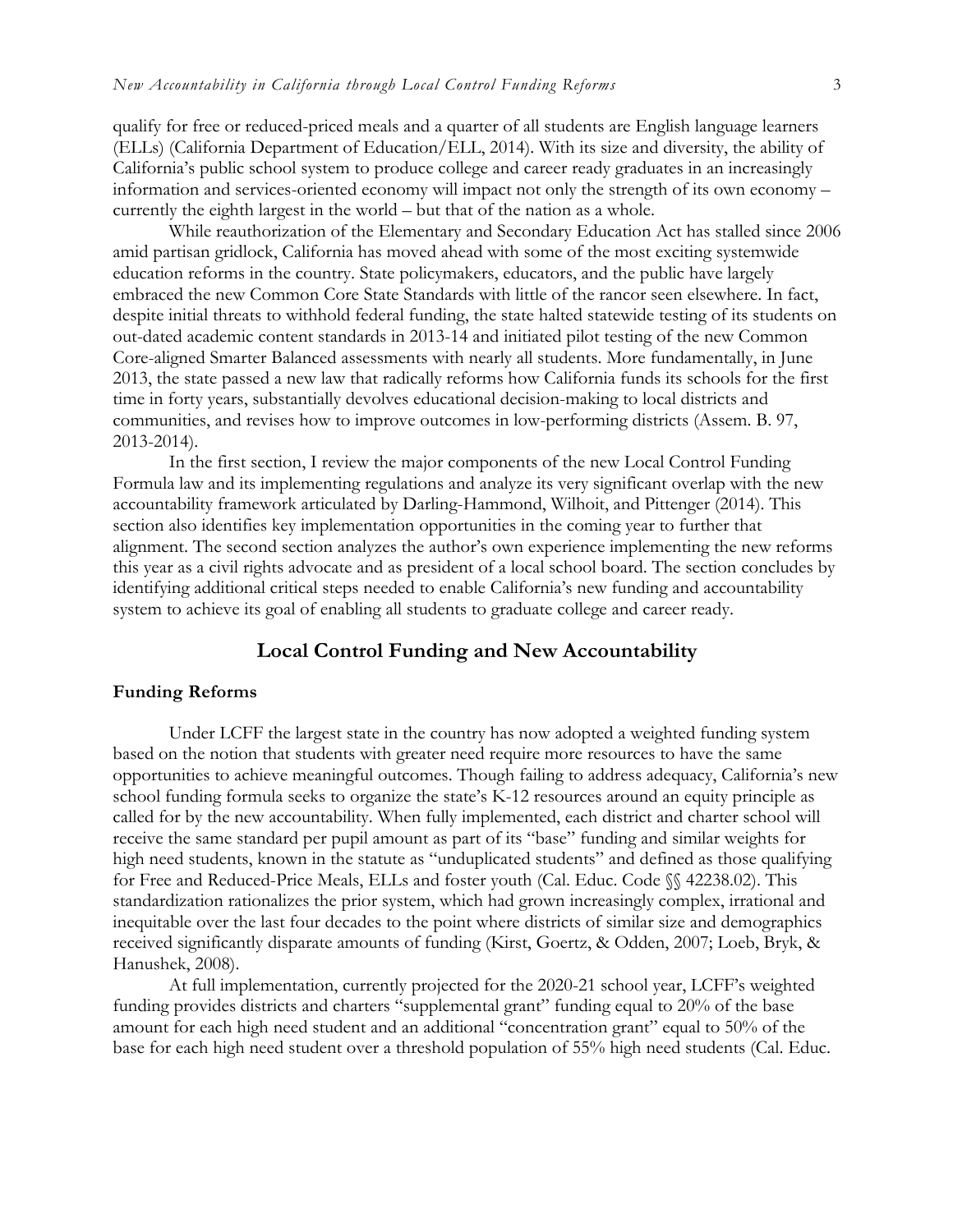qualify for free or reduced-priced meals and a quarter of all students are English language learners (ELLs) (California Department of Education/ELL, 2014). With its size and diversity, the ability of California's public school system to produce college and career ready graduates in an increasingly information and services-oriented economy will impact not only the strength of its own economy – currently the eighth largest in the world – but that of the nation as a whole.

While reauthorization of the Elementary and Secondary Education Act has stalled since 2006 amid partisan gridlock, California has moved ahead with some of the most exciting systemwide education reforms in the country. State policymakers, educators, and the public have largely embraced the new Common Core State Standards with little of the rancor seen elsewhere. In fact, despite initial threats to withhold federal funding, the state halted statewide testing of its students on out-dated academic content standards in 2013-14 and initiated pilot testing of the new Common Core-aligned Smarter Balanced assessments with nearly all students. More fundamentally, in June 2013, the state passed a new law that radically reforms how California funds its schools for the first time in forty years, substantially devolves educational decision-making to local districts and communities, and revises how to improve outcomes in low-performing districts (Assem. B. 97, 2013-2014).

In the first section, I review the major components of the new Local Control Funding Formula law and its implementing regulations and analyze its very significant overlap with the new accountability framework articulated by Darling-Hammond, Wilhoit, and Pittenger (2014). This section also identifies key implementation opportunities in the coming year to further that alignment. The second section analyzes the author's own experience implementing the new reforms this year as a civil rights advocate and as president of a local school board. The section concludes by identifying additional critical steps needed to enable California's new funding and accountability system to achieve its goal of enabling all students to graduate college and career ready.

## Local Control Funding and New Accountability

### Funding Reforms

Under LCFF the largest state in the country has now adopted a weighted funding system based on the notion that students with greater need require more resources to have the same opportunities to achieve meaningful outcomes. Though failing to address adequacy, California's new school funding formula seeks to organize the state's K-12 resources around an equity principle as called for by the new accountability. When fully implemented, each district and charter school will receive the same standard per pupil amount as part of its "base" funding and similar weights for high need students, known in the statute as "unduplicated students" and defined as those qualifying for Free and Reduced-Price Meals, ELLs and foster youth (Cal. Educ. Code §§ 42238.02). This standardization rationalizes the prior system, which had grown increasingly complex, irrational and inequitable over the last four decades to the point where districts of similar size and demographics received significantly disparate amounts of funding (Kirst, Goertz, & Odden, 2007; Loeb, Bryk, & Hanushek, 2008).

At full implementation, currently projected for the 2020-21 school year, LCFF's weighted funding provides districts and charters "supplemental grant" funding equal to 20% of the base amount for each high need student and an additional "concentration grant" equal to 50% of the base for each high need student over a threshold population of 55% high need students (Cal. Educ.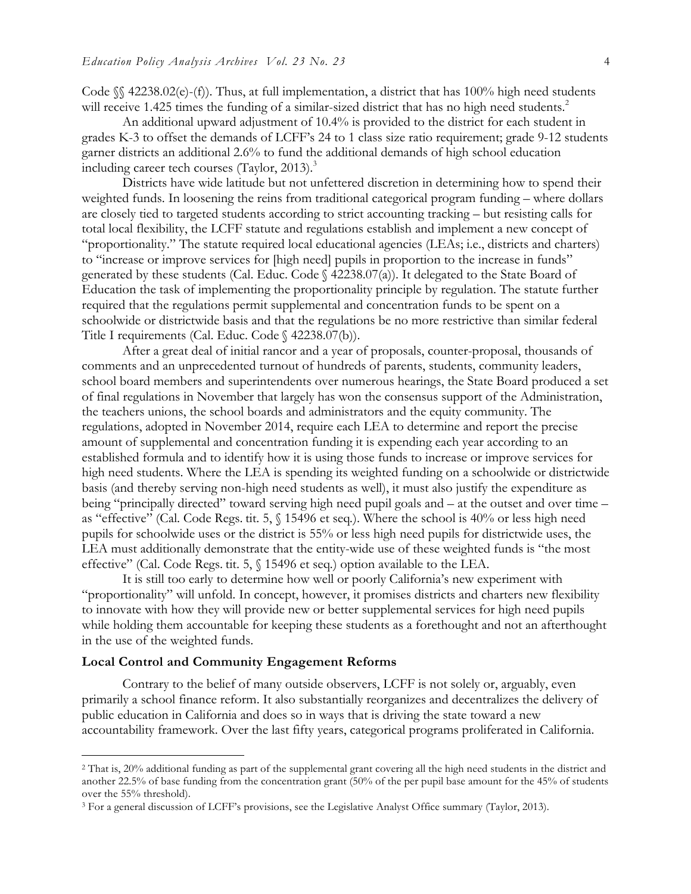Code §§ 42238.02(e)-(f)). Thus, at full implementation, a district that has 100% high need students will receive 1.425 times the funding of a similar-sized district that has no high need students.[2]

An additional upward adjustment of 10.4% is provided to the district for each student in grades K-3 to offset the demands of LCFF's 24 to 1 class size ratio requirement; grade 9-12 students garner districts an additional 2.6% to fund the additional demands of high school education including career tech courses (Taylor, 2013).[3]

Districts have wide latitude but not unfettered discretion in determining how to spend their weighted funds. In loosening the reins from traditional categorical program funding – where dollars are closely tied to targeted students according to strict accounting tracking – but resisting calls for total local flexibility, the LCFF statute and regulations establish and implement a new concept of "proportionality." The statute required local educational agencies (LEAs; i.e., districts and charters) to "increase or improve services for [high need] pupils in proportion to the increase in funds" generated by these students (Cal. Educ. Code § 42238.07(a)). It delegated to the State Board of Education the task of implementing the proportionality principle by regulation. The statute further required that the regulations permit supplemental and concentration funds to be spent on a schoolwide or districtwide basis and that the regulations be no more restrictive than similar federal Title I requirements (Cal. Educ. Code § 42238.07(b)).

After a great deal of initial rancor and a year of proposals, counter-proposal, thousands of comments and an unprecedented turnout of hundreds of parents, students, community leaders, school board members and superintendents over numerous hearings, the State Board produced a set of final regulations in November that largely has won the consensus support of the Administration, the teachers unions, the school boards and administrators and the equity community. The regulations, adopted in November 2014, require each LEA to determine and report the precise amount of supplemental and concentration funding it is expending each year according to an established formula and to identify how it is using those funds to increase or improve services for high need students. Where the LEA is spending its weighted funding on a schoolwide or districtwide basis (and thereby serving non-high need students as well), it must also justify the expenditure as being "principally directed" toward serving high need pupil goals and – at the outset and over time – as "effective" (Cal. Code Regs. tit. 5, § 15496 et seq.). Where the school is 40% or less high need pupils for schoolwide uses or the district is 55% or less high need pupils for districtwide uses, the LEA must additionally demonstrate that the entity-wide use of these weighted funds is "the most effective" (Cal. Code Regs. tit. 5, § 15496 et seq.) option available to the LEA.

It is still too early to determine how well or poorly California's new experiment with "proportionality" will unfold. In concept, however, it promises districts and charters new flexibility to innovate with how they will provide new or better supplemental services for high need pupils while holding them accountable for keeping these students as a forethought and not an afterthought in the use of the weighted funds.

### Local Control and Community Engagement Reforms

Contrary to the belief of many outside observers, LCFF is not solely or, arguably, even primarily a school finance reform. It also substantially reorganizes and decentralizes the delivery of public education in California and does so in ways that is driving the state toward a new accountability framework. Over the last fifty years, categorical programs proliferated in California.

---

[2] That is, 20% additional funding as part of the supplemental grant covering all the high need students in the district and another 22.5% of base funding from the concentration grant (50% of the per pupil base amount for the 45% of students over the 55% threshold).

[3] For a general discussion of LCFF's provisions, see the Legislative Analyst Office summary (Taylor, 2013).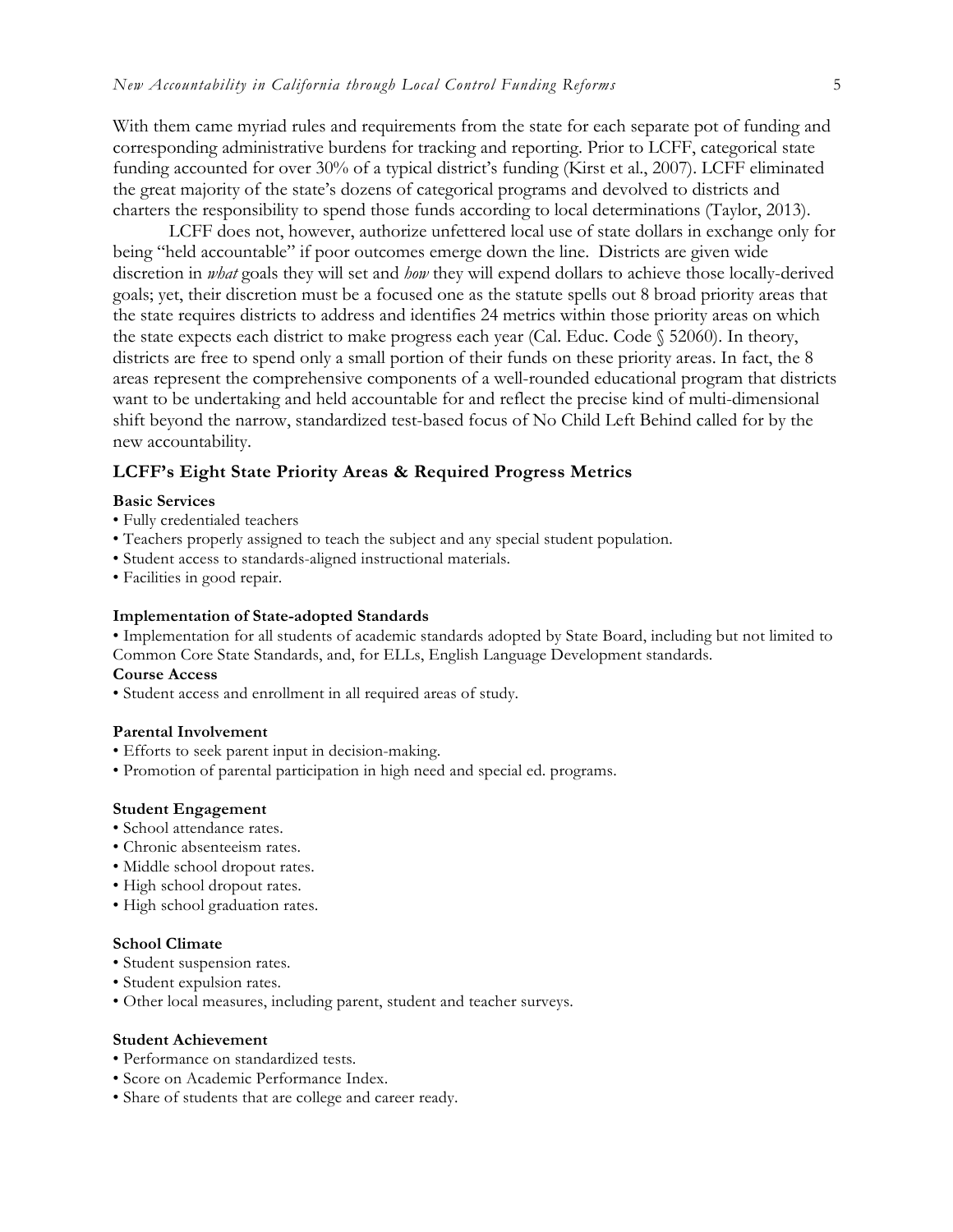With them came myriad rules and requirements from the state for each separate pot of funding and corresponding administrative burdens for tracking and reporting. Prior to LCFF, categorical state funding accounted for over 30% of a typical district's funding (Kirst et al., 2007). LCFF eliminated the great majority of the state's dozens of categorical programs and devolved to districts and charters the responsibility to spend those funds according to local determinations (Taylor, 2013).

LCFF does not, however, authorize unfettered local use of state dollars in exchange only for being "held accountable" if poor outcomes emerge down the line. Districts are given wide discretion in *what* goals they will set and *how* they will expend dollars to achieve those locally-derived goals; yet, their discretion must be a focused one as the statute spells out 8 broad priority areas that the state requires districts to address and identifies 24 metrics within those priority areas on which the state expects each district to make progress each year (Cal. Educ. Code § 52060). In theory, districts are free to spend only a small portion of their funds on these priority areas. In fact, the 8 areas represent the comprehensive components of a well-rounded educational program that districts want to be undertaking and held accountable for and reflect the precise kind of multi-dimensional shift beyond the narrow, standardized test-based focus of No Child Left Behind called for by the new accountability.

### LCFF's Eight State Priority Areas & Required Progress Metrics

**Basic Services**

- Fully credentialed teachers
- Teachers properly assigned to teach the subject and any special student population.
- Student access to standards-aligned instructional materials.
- Facilities in good repair.

**Implementation of State-adopted Standards**

- Implementation for all students of academic standards adopted by State Board, including but not limited to Common Core State Standards, and, for ELLs, English Language Development standards.

**Course Access**

- Student access and enrollment in all required areas of study.

**Parental Involvement**

- Efforts to seek parent input in decision-making.
- Promotion of parental participation in high need and special ed. programs.

**Student Engagement**

- School attendance rates.
- Chronic absenteeism rates.
- Middle school dropout rates.
- High school dropout rates.
- High school graduation rates.

**School Climate**

- Student suspension rates.
- Student expulsion rates.
- Other local measures, including parent, student and teacher surveys.

**Student Achievement**

- Performance on standardized tests.
- Score on Academic Performance Index.
- Share of students that are college and career ready.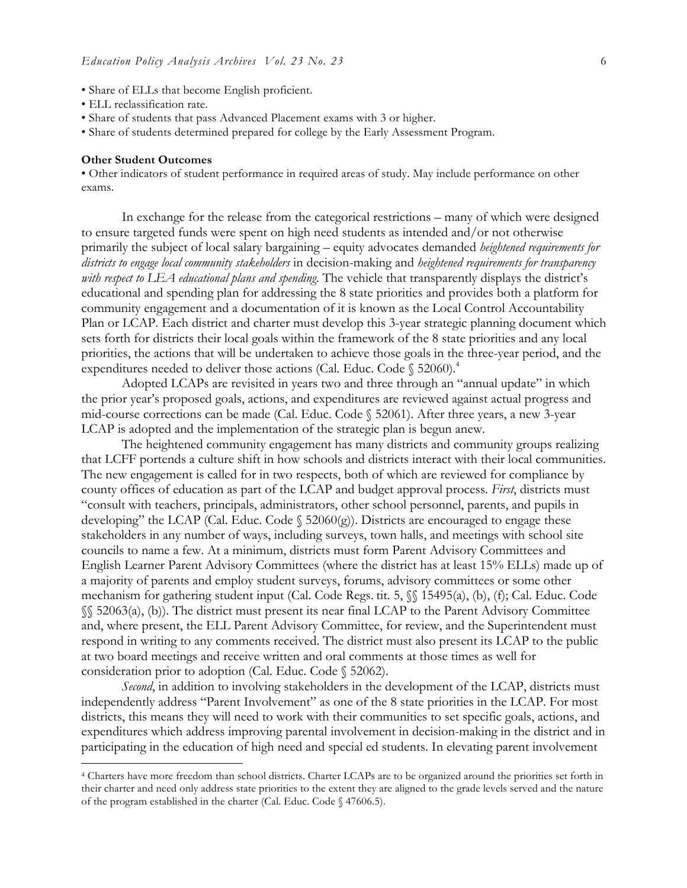- Share of ELLs that become English proficient.
- ELL reclassification rate.
- Share of students that pass Advanced Placement exams with 3 or higher.
- Share of students determined prepared for college by the Early Assessment Program.

**Other Student Outcomes**

- Other indicators of student performance in required areas of study. May include performance on other exams.

In exchange for the release from the categorical restrictions – many of which were designed to ensure targeted funds were spent on high need students as intended and/or not otherwise primarily the subject of local salary bargaining – equity advocates demanded *heightened requirements for districts to engage local community stakeholders* in decision-making and *heightened requirements for transparency with respect to LEA educational plans and spending*. The vehicle that transparently displays the district's educational and spending plan for addressing the 8 state priorities and provides both a platform for community engagement and a documentation of it is known as the Local Control Accountability Plan or LCAP. Each district and charter must develop this 3-year strategic planning document which sets forth for districts their local goals within the framework of the 8 state priorities and any local priorities, the actions that will be undertaken to achieve those goals in the three-year period, and the expenditures needed to deliver those actions (Cal. Educ. Code § 52060).[4]

Adopted LCAPs are revisited in years two and three through an "annual update" in which the prior year's proposed goals, actions, and expenditures are reviewed against actual progress and mid-course corrections can be made (Cal. Educ. Code § 52061). After three years, a new 3-year LCAP is adopted and the implementation of the strategic plan is begun anew.

The heightened community engagement has many districts and community groups realizing that LCFF portends a culture shift in how schools and districts interact with their local communities. The new engagement is called for in two respects, both of which are reviewed for compliance by county offices of education as part of the LCAP and budget approval process. *First*, districts must "consult with teachers, principals, administrators, other school personnel, parents, and pupils in developing" the LCAP (Cal. Educ. Code § 52060(g)). Districts are encouraged to engage these stakeholders in any number of ways, including surveys, town halls, and meetings with school site councils to name a few. At a minimum, districts must form Parent Advisory Committees and English Learner Parent Advisory Committees (where the district has at least 15% ELLs) made up of a majority of parents and employ student surveys, forums, advisory committees or some other mechanism for gathering student input (Cal. Code Regs. tit. 5, §§ 15495(a), (b), (f); Cal. Educ. Code §§ 52063(a), (b)). The district must present its near final LCAP to the Parent Advisory Committee and, where present, the ELL Parent Advisory Committee, for review, and the Superintendent must respond in writing to any comments received. The district must also present its LCAP to the public at two board meetings and receive written and oral comments at those times as well for consideration prior to adoption (Cal. Educ. Code § 52062).

*Second*, in addition to involving stakeholders in the development of the LCAP, districts must independently address "Parent Involvement" as one of the 8 state priorities in the LCAP. For most districts, this means they will need to work with their communities to set specific goals, actions, and expenditures which address improving parental involvement in decision-making in the district and in participating in the education of high need and special ed students. In elevating parent involvement

[4] Charters have more freedom than school districts. Charter LCAPs are to be organized around the priorities set forth in their charter and need only address state priorities to the extent they are aligned to the grade levels served and the nature of the program established in the charter (Cal. Educ. Code § 47606.5).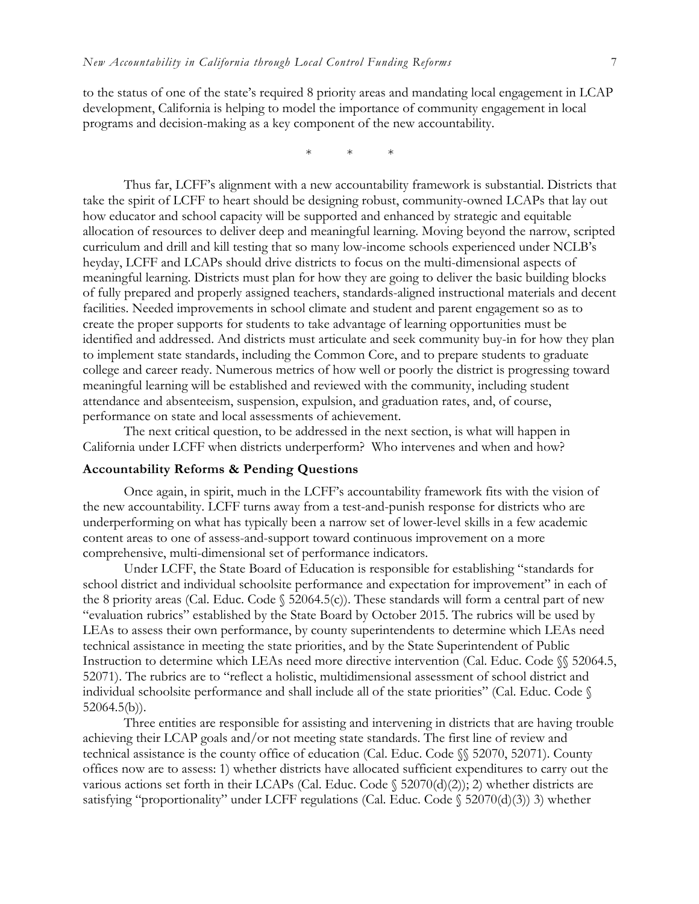to the status of one of the state's required 8 priority areas and mandating local engagement in LCAP development, California is helping to model the importance of community engagement in local programs and decision-making as a key component of the new accountability.

\* \* \*

Thus far, LCFF's alignment with a new accountability framework is substantial. Districts that take the spirit of LCFF to heart should be designing robust, community-owned LCAPs that lay out how educator and school capacity will be supported and enhanced by strategic and equitable allocation of resources to deliver deep and meaningful learning. Moving beyond the narrow, scripted curriculum and drill and kill testing that so many low-income schools experienced under NCLB's heyday, LCFF and LCAPs should drive districts to focus on the multi-dimensional aspects of meaningful learning. Districts must plan for how they are going to deliver the basic building blocks of fully prepared and properly assigned teachers, standards-aligned instructional materials and decent facilities. Needed improvements in school climate and student and parent engagement so as to create the proper supports for students to take advantage of learning opportunities must be identified and addressed. And districts must articulate and seek community buy-in for how they plan to implement state standards, including the Common Core, and to prepare students to graduate college and career ready. Numerous metrics of how well or poorly the district is progressing toward meaningful learning will be established and reviewed with the community, including student attendance and absenteeism, suspension, expulsion, and graduation rates, and, of course, performance on state and local assessments of achievement.

The next critical question, to be addressed in the next section, is what will happen in California under LCFF when districts underperform? Who intervenes and when and how?

**Accountability Reforms & Pending Questions**

Once again, in spirit, much in the LCFF's accountability framework fits with the vision of the new accountability. LCFF turns away from a test-and-punish response for districts who are underperforming on what has typically been a narrow set of lower-level skills in a few academic content areas to one of assess-and-support toward continuous improvement on a more comprehensive, multi-dimensional set of performance indicators.

Under LCFF, the State Board of Education is responsible for establishing "standards for school district and individual schoolsite performance and expectation for improvement" in each of the 8 priority areas (Cal. Educ. Code § 52064.5(c)). These standards will form a central part of new "evaluation rubrics" established by the State Board by October 2015. The rubrics will be used by LEAs to assess their own performance, by county superintendents to determine which LEAs need technical assistance in meeting the state priorities, and by the State Superintendent of Public Instruction to determine which LEAs need more directive intervention (Cal. Educ. Code §§ 52064.5, 52071). The rubrics are to "reflect a holistic, multidimensional assessment of school district and individual schoolsite performance and shall include all of the state priorities" (Cal. Educ. Code § 52064.5(b)).

Three entities are responsible for assisting and intervening in districts that are having trouble achieving their LCAP goals and/or not meeting state standards. The first line of review and technical assistance is the county office of education (Cal. Educ. Code §§ 52070, 52071). County offices now are to assess: 1) whether districts have allocated sufficient expenditures to carry out the various actions set forth in their LCAPs (Cal. Educ. Code § 52070(d)(2)); 2) whether districts are satisfying "proportionality" under LCFF regulations (Cal. Educ. Code § 52070(d)(3)) 3) whether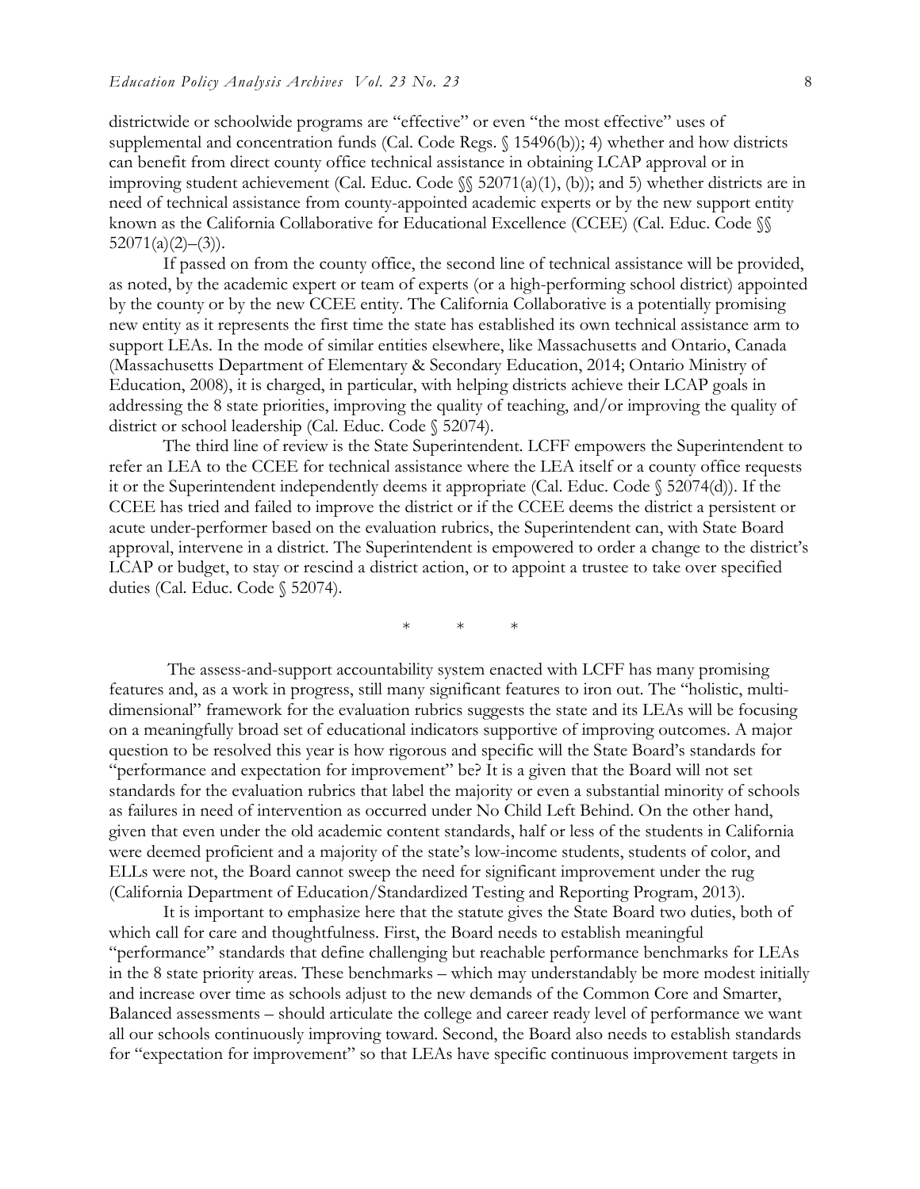districtwide or schoolwide programs are "effective" or even "the most effective" uses of supplemental and concentration funds (Cal. Code Regs. § 15496(b)); 4) whether and how districts can benefit from direct county office technical assistance in obtaining LCAP approval or in improving student achievement (Cal. Educ. Code §§ 52071(a)(1), (b)); and 5) whether districts are in need of technical assistance from county-appointed academic experts or by the new support entity known as the California Collaborative for Educational Excellence (CCEE) (Cal. Educ. Code §§ 52071(a)(2)–(3)).

If passed on from the county office, the second line of technical assistance will be provided, as noted, by the academic expert or team of experts (or a high-performing school district) appointed by the county or by the new CCEE entity. The California Collaborative is a potentially promising new entity as it represents the first time the state has established its own technical assistance arm to support LEAs. In the mode of similar entities elsewhere, like Massachusetts and Ontario, Canada (Massachusetts Department of Elementary & Secondary Education, 2014; Ontario Ministry of Education, 2008), it is charged, in particular, with helping districts achieve their LCAP goals in addressing the 8 state priorities, improving the quality of teaching, and/or improving the quality of district or school leadership (Cal. Educ. Code § 52074).

The third line of review is the State Superintendent. LCFF empowers the Superintendent to refer an LEA to the CCEE for technical assistance where the LEA itself or a county office requests it or the Superintendent independently deems it appropriate (Cal. Educ. Code § 52074(d)). If the CCEE has tried and failed to improve the district or if the CCEE deems the district a persistent or acute under-performer based on the evaluation rubrics, the Superintendent can, with State Board approval, intervene in a district. The Superintendent is empowered to order a change to the district's LCAP or budget, to stay or rescind a district action, or to appoint a trustee to take over specified duties (Cal. Educ. Code § 52074).

\* \* \*

The assess-and-support accountability system enacted with LCFF has many promising features and, as a work in progress, still many significant features to iron out. The "holistic, multi-dimensional" framework for the evaluation rubrics suggests the state and its LEAs will be focusing on a meaningfully broad set of educational indicators supportive of improving outcomes. A major question to be resolved this year is how rigorous and specific will the State Board's standards for "performance and expectation for improvement" be? It is a given that the Board will not set standards for the evaluation rubrics that label the majority or even a substantial minority of schools as failures in need of intervention as occurred under No Child Left Behind. On the other hand, given that even under the old academic content standards, half or less of the students in California were deemed proficient and a majority of the state's low-income students, students of color, and ELLs were not, the Board cannot sweep the need for significant improvement under the rug (California Department of Education/Standardized Testing and Reporting Program, 2013).

It is important to emphasize here that the statute gives the State Board two duties, both of which call for care and thoughtfulness. First, the Board needs to establish meaningful "performance" standards that define challenging but reachable performance benchmarks for LEAs in the 8 state priority areas. These benchmarks – which may understandably be more modest initially and increase over time as schools adjust to the new demands of the Common Core and Smarter, Balanced assessments – should articulate the college and career ready level of performance we want all our schools continuously improving toward. Second, the Board also needs to establish standards for "expectation for improvement" so that LEAs have specific continuous improvement targets in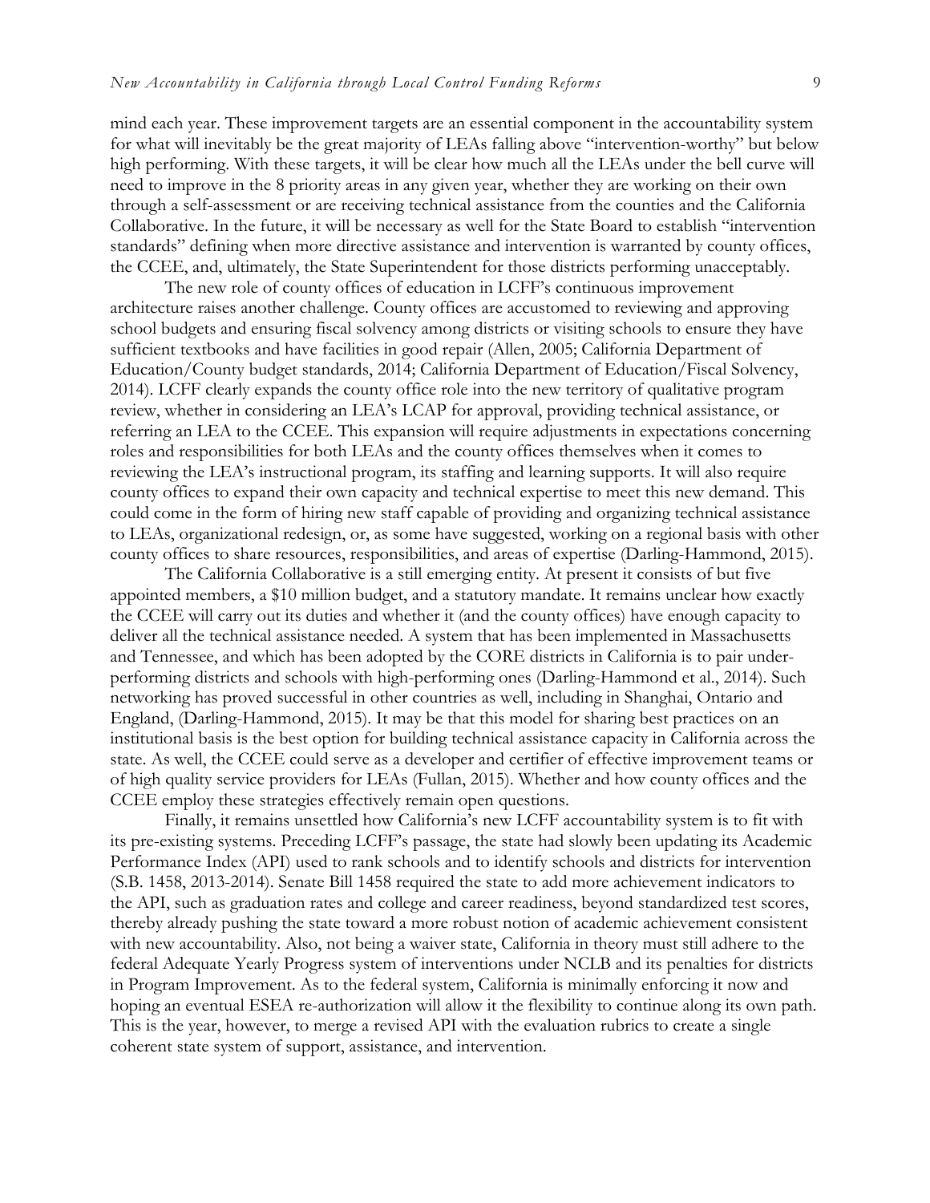mind each year. These improvement targets are an essential component in the accountability system for what will inevitably be the great majority of LEAs falling above "intervention-worthy" but below high performing. With these targets, it will be clear how much all the LEAs under the bell curve will need to improve in the 8 priority areas in any given year, whether they are working on their own through a self-assessment or are receiving technical assistance from the counties and the California Collaborative. In the future, it will be necessary as well for the State Board to establish "intervention standards" defining when more directive assistance and intervention is warranted by county offices, the CCEE, and, ultimately, the State Superintendent for those districts performing unacceptably.

The new role of county offices of education in LCFF's continuous improvement architecture raises another challenge. County offices are accustomed to reviewing and approving school budgets and ensuring fiscal solvency among districts or visiting schools to ensure they have sufficient textbooks and have facilities in good repair (Allen, 2005; California Department of Education/County budget standards, 2014; California Department of Education/Fiscal Solvency, 2014). LCFF clearly expands the county office role into the new territory of qualitative program review, whether in considering an LEA's LCAP for approval, providing technical assistance, or referring an LEA to the CCEE. This expansion will require adjustments in expectations concerning roles and responsibilities for both LEAs and the county offices themselves when it comes to reviewing the LEA's instructional program, its staffing and learning supports. It will also require county offices to expand their own capacity and technical expertise to meet this new demand. This could come in the form of hiring new staff capable of providing and organizing technical assistance to LEAs, organizational redesign, or, as some have suggested, working on a regional basis with other county offices to share resources, responsibilities, and areas of expertise (Darling-Hammond, 2015).

The California Collaborative is a still emerging entity. At present it consists of but five appointed members, a $10 million budget, and a statutory mandate. It remains unclear how exactly the CCEE will carry out its duties and whether it (and the county offices) have enough capacity to deliver all the technical assistance needed. A system that has been implemented in Massachusetts and Tennessee, and which has been adopted by the CORE districts in California is to pair under-performing districts and schools with high-performing ones (Darling-Hammond et al., 2014). Such networking has proved successful in other countries as well, including in Shanghai, Ontario and England, (Darling-Hammond, 2015). It may be that this model for sharing best practices on an institutional basis is the best option for building technical assistance capacity in California across the state. As well, the CCEE could serve as a developer and certifier of effective improvement teams or of high quality service providers for LEAs (Fullan, 2015). Whether and how county offices and the CCEE employ these strategies effectively remain open questions.

Finally, it remains unsettled how California's new LCFF accountability system is to fit with its pre-existing systems. Preceding LCFF's passage, the state had slowly been updating its Academic Performance Index (API) used to rank schools and to identify schools and districts for intervention (S.B. 1458, 2013-2014). Senate Bill 1458 required the state to add more achievement indicators to the API, such as graduation rates and college and career readiness, beyond standardized test scores, thereby already pushing the state toward a more robust notion of academic achievement consistent with new accountability. Also, not being a waiver state, California in theory must still adhere to the federal Adequate Yearly Progress system of interventions under NCLB and its penalties for districts in Program Improvement. As to the federal system, California is minimally enforcing it now and hoping an eventual ESEA re-authorization will allow it the flexibility to continue along its own path. This is the year, however, to merge a revised API with the evaluation rubrics to create a single coherent state system of support, assistance, and intervention.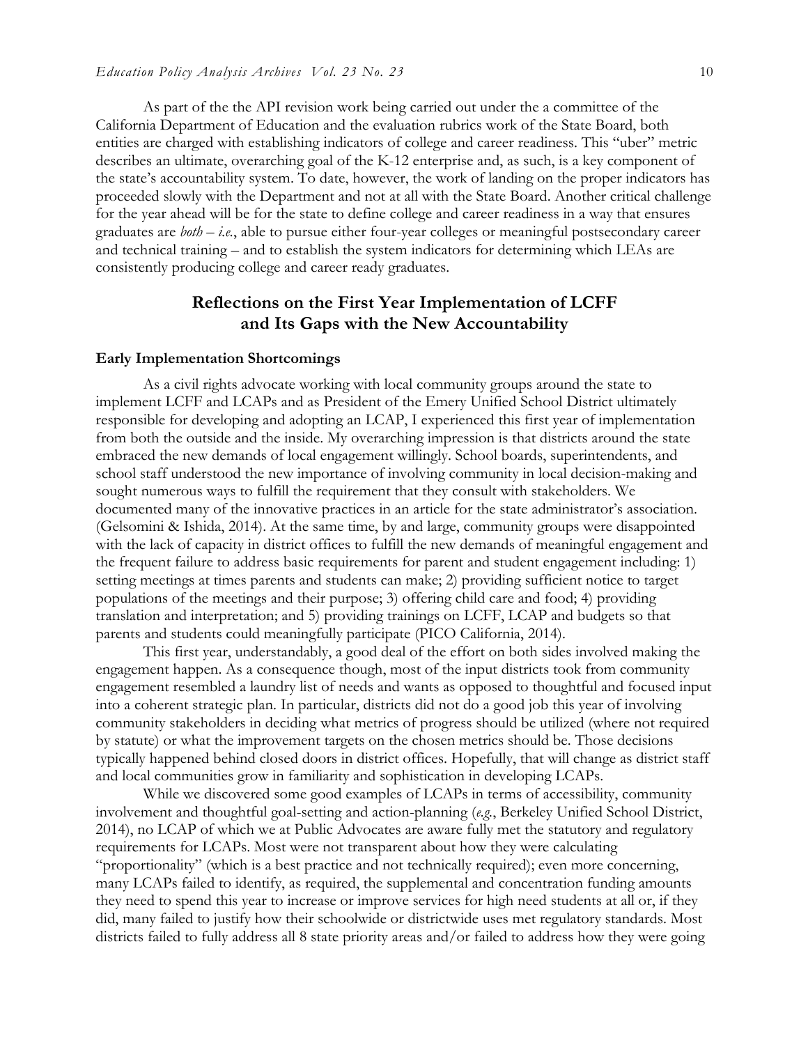As part of the the API revision work being carried out under the a committee of the California Department of Education and the evaluation rubrics work of the State Board, both entities are charged with establishing indicators of college and career readiness. This "uber" metric describes an ultimate, overarching goal of the K-12 enterprise and, as such, is a key component of the state's accountability system. To date, however, the work of landing on the proper indicators has proceeded slowly with the Department and not at all with the State Board. Another critical challenge for the year ahead will be for the state to define college and career readiness in a way that ensures graduates are *both* – *i.e.*, able to pursue either four-year colleges or meaningful postsecondary career and technical training – and to establish the system indicators for determining which LEAs are consistently producing college and career ready graduates.

## Reflections on the First Year Implementation of LCFF and Its Gaps with the New Accountability

### Early Implementation Shortcomings

As a civil rights advocate working with local community groups around the state to implement LCFF and LCAPs and as President of the Emery Unified School District ultimately responsible for developing and adopting an LCAP, I experienced this first year of implementation from both the outside and the inside. My overarching impression is that districts around the state embraced the new demands of local engagement willingly. School boards, superintendents, and school staff understood the new importance of involving community in local decision-making and sought numerous ways to fulfill the requirement that they consult with stakeholders. We documented many of the innovative practices in an article for the state administrator's association. (Gelsomini & Ishida, 2014). At the same time, by and large, community groups were disappointed with the lack of capacity in district offices to fulfill the new demands of meaningful engagement and the frequent failure to address basic requirements for parent and student engagement including: 1) setting meetings at times parents and students can make; 2) providing sufficient notice to target populations of the meetings and their purpose; 3) offering child care and food; 4) providing translation and interpretation; and 5) providing trainings on LCFF, LCAP and budgets so that parents and students could meaningfully participate (PICO California, 2014).

This first year, understandably, a good deal of the effort on both sides involved making the engagement happen. As a consequence though, most of the input districts took from community engagement resembled a laundry list of needs and wants as opposed to thoughtful and focused input into a coherent strategic plan. In particular, districts did not do a good job this year of involving community stakeholders in deciding what metrics of progress should be utilized (where not required by statute) or what the improvement targets on the chosen metrics should be. Those decisions typically happened behind closed doors in district offices. Hopefully, that will change as district staff and local communities grow in familiarity and sophistication in developing LCAPs.

While we discovered some good examples of LCAPs in terms of accessibility, community involvement and thoughtful goal-setting and action-planning (*e.g.*, Berkeley Unified School District, 2014), no LCAP of which we at Public Advocates are aware fully met the statutory and regulatory requirements for LCAPs. Most were not transparent about how they were calculating "proportionality" (which is a best practice and not technically required); even more concerning, many LCAPs failed to identify, as required, the supplemental and concentration funding amounts they need to spend this year to increase or improve services for high need students at all or, if they did, many failed to justify how their schoolwide or districtwide uses met regulatory standards. Most districts failed to fully address all 8 state priority areas and/or failed to address how they were going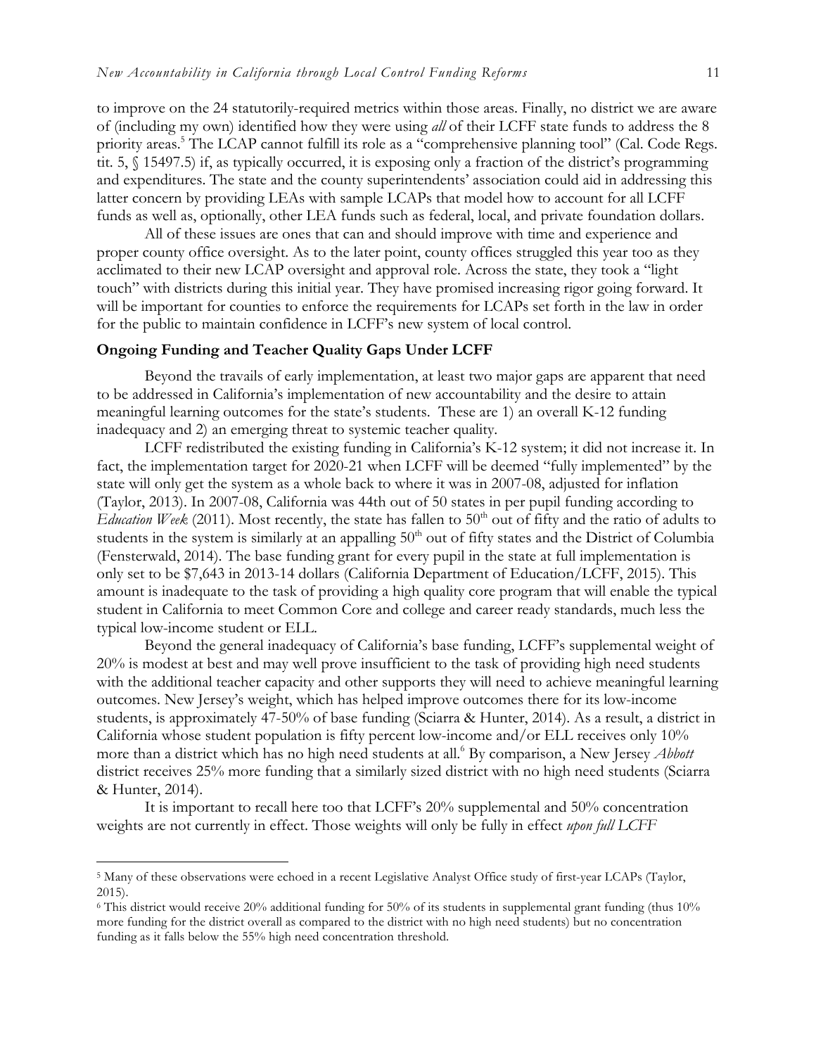to improve on the 24 statutorily-required metrics within those areas. Finally, no district we are aware of (including my own) identified how they were using *all* of their LCFF state funds to address the 8 priority areas.[5] The LCAP cannot fulfill its role as a "comprehensive planning tool" (Cal. Code Regs. tit. 5, § 15497.5) if, as typically occurred, it is exposing only a fraction of the district's programming and expenditures. The state and the county superintendents' association could aid in addressing this latter concern by providing LEAs with sample LCAPs that model how to account for all LCFF funds as well as, optionally, other LEA funds such as federal, local, and private foundation dollars.

All of these issues are ones that can and should improve with time and experience and proper county office oversight. As to the later point, county offices struggled this year too as they acclimated to their new LCAP oversight and approval role. Across the state, they took a "light touch" with districts during this initial year. They have promised increasing rigor going forward. It will be important for counties to enforce the requirements for LCAPs set forth in the law in order for the public to maintain confidence in LCFF's new system of local control.

**Ongoing Funding and Teacher Quality Gaps Under LCFF**

Beyond the travails of early implementation, at least two major gaps are apparent that need to be addressed in California's implementation of new accountability and the desire to attain meaningful learning outcomes for the state's students. These are 1) an overall K-12 funding inadequacy and 2) an emerging threat to systemic teacher quality.

LCFF redistributed the existing funding in California's K-12 system; it did not increase it. In fact, the implementation target for 2020-21 when LCFF will be deemed "fully implemented" by the state will only get the system as a whole back to where it was in 2007-08, adjusted for inflation (Taylor, 2013). In 2007-08, California was 44th out of 50 states in per pupil funding according to *Education Week* (2011). Most recently, the state has fallen to 50th out of fifty and the ratio of adults to students in the system is similarly at an appalling 50th out of fifty states and the District of Columbia (Fensterwald, 2014). The base funding grant for every pupil in the state at full implementation is only set to be $7,643 in 2013-14 dollars (California Department of Education/LCFF, 2015). This amount is inadequate to the task of providing a high quality core program that will enable the typical student in California to meet Common Core and college and career ready standards, much less the typical low-income student or ELL.

Beyond the general inadequacy of California's base funding, LCFF's supplemental weight of 20% is modest at best and may well prove insufficient to the task of providing high need students with the additional teacher capacity and other supports they will need to achieve meaningful learning outcomes. New Jersey's weight, which has helped improve outcomes there for its low-income students, is approximately 47-50% of base funding (Sciarra & Hunter, 2014). As a result, a district in California whose student population is fifty percent low-income and/or ELL receives only 10% more than a district which has no high need students at all.[6] By comparison, a New Jersey *Abbott* district receives 25% more funding that a similarly sized district with no high need students (Sciarra & Hunter, 2014).

It is important to recall here too that LCFF's 20% supplemental and 50% concentration weights are not currently in effect. Those weights will only be fully in effect *upon full LCFF*

---

[5] Many of these observations were echoed in a recent Legislative Analyst Office study of first-year LCAPs (Taylor, 2015).

[6] This district would receive 20% additional funding for 50% of its students in supplemental grant funding (thus 10% more funding for the district overall as compared to the district with no high need students) but no concentration funding as it falls below the 55% high need concentration threshold.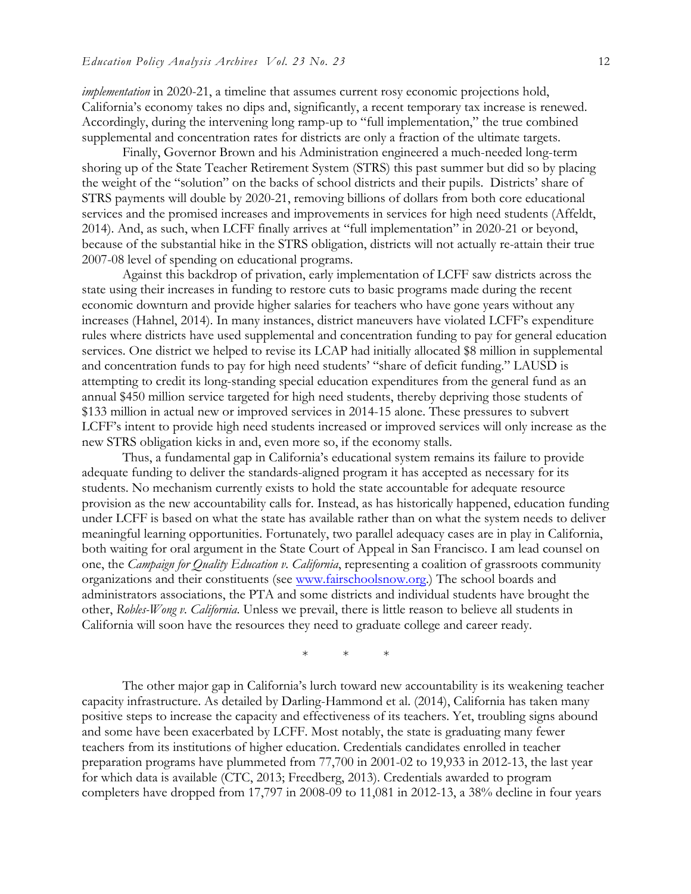*implementation* in 2020-21, a timeline that assumes current rosy economic projections hold, California's economy takes no dips and, significantly, a recent temporary tax increase is renewed. Accordingly, during the intervening long ramp-up to "full implementation," the true combined supplemental and concentration rates for districts are only a fraction of the ultimate targets.

Finally, Governor Brown and his Administration engineered a much-needed long-term shoring up of the State Teacher Retirement System (STRS) this past summer but did so by placing the weight of the "solution" on the backs of school districts and their pupils. Districts' share of STRS payments will double by 2020-21, removing billions of dollars from both core educational services and the promised increases and improvements in services for high need students (Affeldt, 2014). And, as such, when LCFF finally arrives at "full implementation" in 2020-21 or beyond, because of the substantial hike in the STRS obligation, districts will not actually re-attain their true 2007-08 level of spending on educational programs.

Against this backdrop of privation, early implementation of LCFF saw districts across the state using their increases in funding to restore cuts to basic programs made during the recent economic downturn and provide higher salaries for teachers who have gone years without any increases (Hahnel, 2014). In many instances, district maneuvers have violated LCFF's expenditure rules where districts have used supplemental and concentration funding to pay for general education services. One district we helped to revise its LCAP had initially allocated $8 million in supplemental and concentration funds to pay for high need students' "share of deficit funding." LAUSD is attempting to credit its long-standing special education expenditures from the general fund as an annual $450 million service targeted for high need students, thereby depriving those students of $133 million in actual new or improved services in 2014-15 alone. These pressures to subvert LCFF's intent to provide high need students increased or improved services will only increase as the new STRS obligation kicks in and, even more so, if the economy stalls.

Thus, a fundamental gap in California's educational system remains its failure to provide adequate funding to deliver the standards-aligned program it has accepted as necessary for its students. No mechanism currently exists to hold the state accountable for adequate resource provision as the new accountability calls for. Instead, as has historically happened, education funding under LCFF is based on what the state has available rather than on what the system needs to deliver meaningful learning opportunities. Fortunately, two parallel adequacy cases are in play in California, both waiting for oral argument in the State Court of Appeal in San Francisco. I am lead counsel on one, the *Campaign for Quality Education v. California*, representing a coalition of grassroots community organizations and their constituents (see www.fairschoolsnow.org.) The school boards and administrators associations, the PTA and some districts and individual students have brought the other, *Robles-Wong v. California*. Unless we prevail, there is little reason to believe all students in California will soon have the resources they need to graduate college and career ready.

\* \* \*

The other major gap in California's lurch toward new accountability is its weakening teacher capacity infrastructure. As detailed by Darling-Hammond et al. (2014), California has taken many positive steps to increase the capacity and effectiveness of its teachers. Yet, troubling signs abound and some have been exacerbated by LCFF. Most notably, the state is graduating many fewer teachers from its institutions of higher education. Credentials candidates enrolled in teacher preparation programs have plummeted from 77,700 in 2001-02 to 19,933 in 2012-13, the last year for which data is available (CTC, 2013; Freedberg, 2013). Credentials awarded to program completers have dropped from 17,797 in 2008-09 to 11,081 in 2012-13, a 38% decline in four years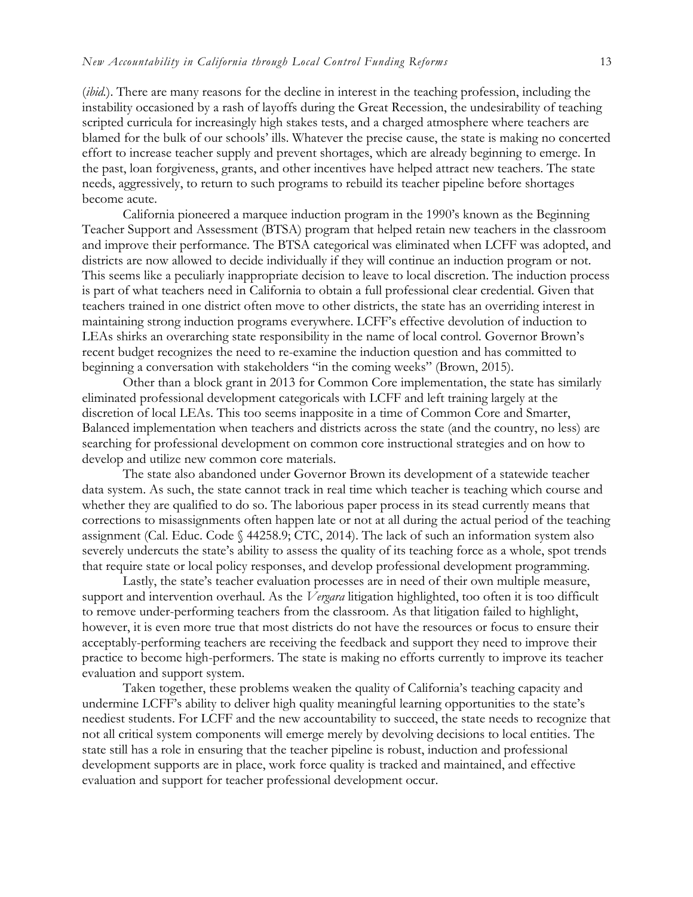(*ibid.*). There are many reasons for the decline in interest in the teaching profession, including the instability occasioned by a rash of layoffs during the Great Recession, the undesirability of teaching scripted curricula for increasingly high stakes tests, and a charged atmosphere where teachers are blamed for the bulk of our schools' ills. Whatever the precise cause, the state is making no concerted effort to increase teacher supply and prevent shortages, which are already beginning to emerge. In the past, loan forgiveness, grants, and other incentives have helped attract new teachers. The state needs, aggressively, to return to such programs to rebuild its teacher pipeline before shortages become acute.

California pioneered a marquee induction program in the 1990's known as the Beginning Teacher Support and Assessment (BTSA) program that helped retain new teachers in the classroom and improve their performance. The BTSA categorical was eliminated when LCFF was adopted, and districts are now allowed to decide individually if they will continue an induction program or not. This seems like a peculiarly inappropriate decision to leave to local discretion. The induction process is part of what teachers need in California to obtain a full professional clear credential. Given that teachers trained in one district often move to other districts, the state has an overriding interest in maintaining strong induction programs everywhere. LCFF's effective devolution of induction to LEAs shirks an overarching state responsibility in the name of local control. Governor Brown's recent budget recognizes the need to re-examine the induction question and has committed to beginning a conversation with stakeholders "in the coming weeks" (Brown, 2015).

Other than a block grant in 2013 for Common Core implementation, the state has similarly eliminated professional development categoricals with LCFF and left training largely at the discretion of local LEAs. This too seems inapposite in a time of Common Core and Smarter, Balanced implementation when teachers and districts across the state (and the country, no less) are searching for professional development on common core instructional strategies and on how to develop and utilize new common core materials.

The state also abandoned under Governor Brown its development of a statewide teacher data system. As such, the state cannot track in real time which teacher is teaching which course and whether they are qualified to do so. The laborious paper process in its stead currently means that corrections to misassignments often happen late or not at all during the actual period of the teaching assignment (Cal. Educ. Code § 44258.9; CTC, 2014). The lack of such an information system also severely undercuts the state's ability to assess the quality of its teaching force as a whole, spot trends that require state or local policy responses, and develop professional development programming.

Lastly, the state's teacher evaluation processes are in need of their own multiple measure, support and intervention overhaul. As the *Vergara* litigation highlighted, too often it is too difficult to remove under-performing teachers from the classroom. As that litigation failed to highlight, however, it is even more true that most districts do not have the resources or focus to ensure their acceptably-performing teachers are receiving the feedback and support they need to improve their practice to become high-performers. The state is making no efforts currently to improve its teacher evaluation and support system.

Taken together, these problems weaken the quality of California's teaching capacity and undermine LCFF's ability to deliver high quality meaningful learning opportunities to the state's neediest students. For LCFF and the new accountability to succeed, the state needs to recognize that not all critical system components will emerge merely by devolving decisions to local entities. The state still has a role in ensuring that the teacher pipeline is robust, induction and professional development supports are in place, work force quality is tracked and maintained, and effective evaluation and support for teacher professional development occur.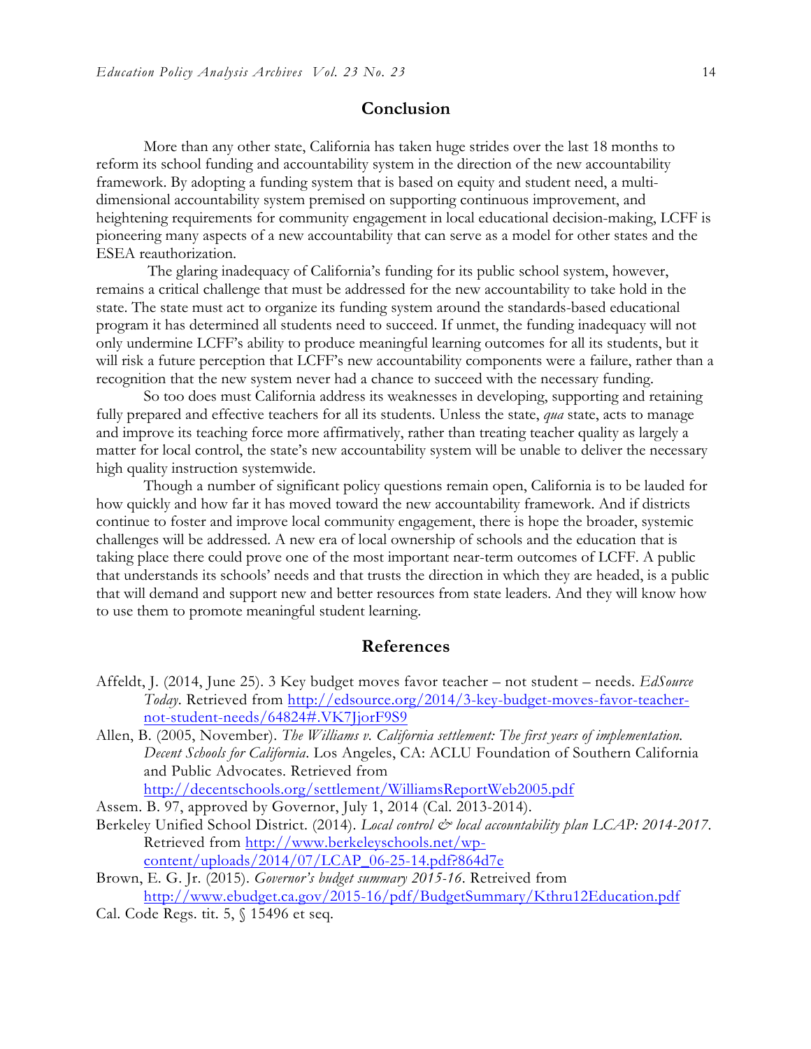## Conclusion

More than any other state, California has taken huge strides over the last 18 months to reform its school funding and accountability system in the direction of the new accountability framework. By adopting a funding system that is based on equity and student need, a multi-dimensional accountability system premised on supporting continuous improvement, and heightening requirements for community engagement in local educational decision-making, LCFF is pioneering many aspects of a new accountability that can serve as a model for other states and the ESEA reauthorization.

The glaring inadequacy of California's funding for its public school system, however, remains a critical challenge that must be addressed for the new accountability to take hold in the state. The state must act to organize its funding system around the standards-based educational program it has determined all students need to succeed. If unmet, the funding inadequacy will not only undermine LCFF's ability to produce meaningful learning outcomes for all its students, but it will risk a future perception that LCFF's new accountability components were a failure, rather than a recognition that the new system never had a chance to succeed with the necessary funding.

So too does must California address its weaknesses in developing, supporting and retaining fully prepared and effective teachers for all its students. Unless the state, *qua* state, acts to manage and improve its teaching force more affirmatively, rather than treating teacher quality as largely a matter for local control, the state's new accountability system will be unable to deliver the necessary high quality instruction systemwide.

Though a number of significant policy questions remain open, California is to be lauded for how quickly and how far it has moved toward the new accountability framework. And if districts continue to foster and improve local community engagement, there is hope the broader, systemic challenges will be addressed. A new era of local ownership of schools and the education that is taking place there could prove one of the most important near-term outcomes of LCFF. A public that understands its schools' needs and that trusts the direction in which they are headed, is a public that will demand and support new and better resources from state leaders. And they will know how to use them to promote meaningful student learning.

## References

Affeldt, J. (2014, June 25). 3 Key budget moves favor teacher – not student – needs. *EdSource Today*. Retrieved from http://edsource.org/2014/3-key-budget-moves-favor-teacher-not-student-needs/64824#.VK7JjorF9S9

Allen, B. (2005, November). *The Williams v. California settlement: The first years of implementation. Decent Schools for California*. Los Angeles, CA: ACLU Foundation of Southern California and Public Advocates. Retrieved from http://decentschools.org/settlement/WilliamsReportWeb2005.pdf

Assem. B. 97, approved by Governor, July 1, 2014 (Cal. 2013-2014).

Berkeley Unified School District. (2014). *Local control & local accountability plan LCAP: 2014-2017*. Retrieved from http://www.berkeleyschools.net/wp-content/uploads/2014/07/LCAP_06-25-14.pdf?864d7e

Brown, E. G. Jr. (2015). *Governor's budget summary 2015-16*. Retreived from http://www.ebudget.ca.gov/2015-16/pdf/BudgetSummary/Kthru12Education.pdf

Cal. Code Regs. tit. 5, § 15496 et seq.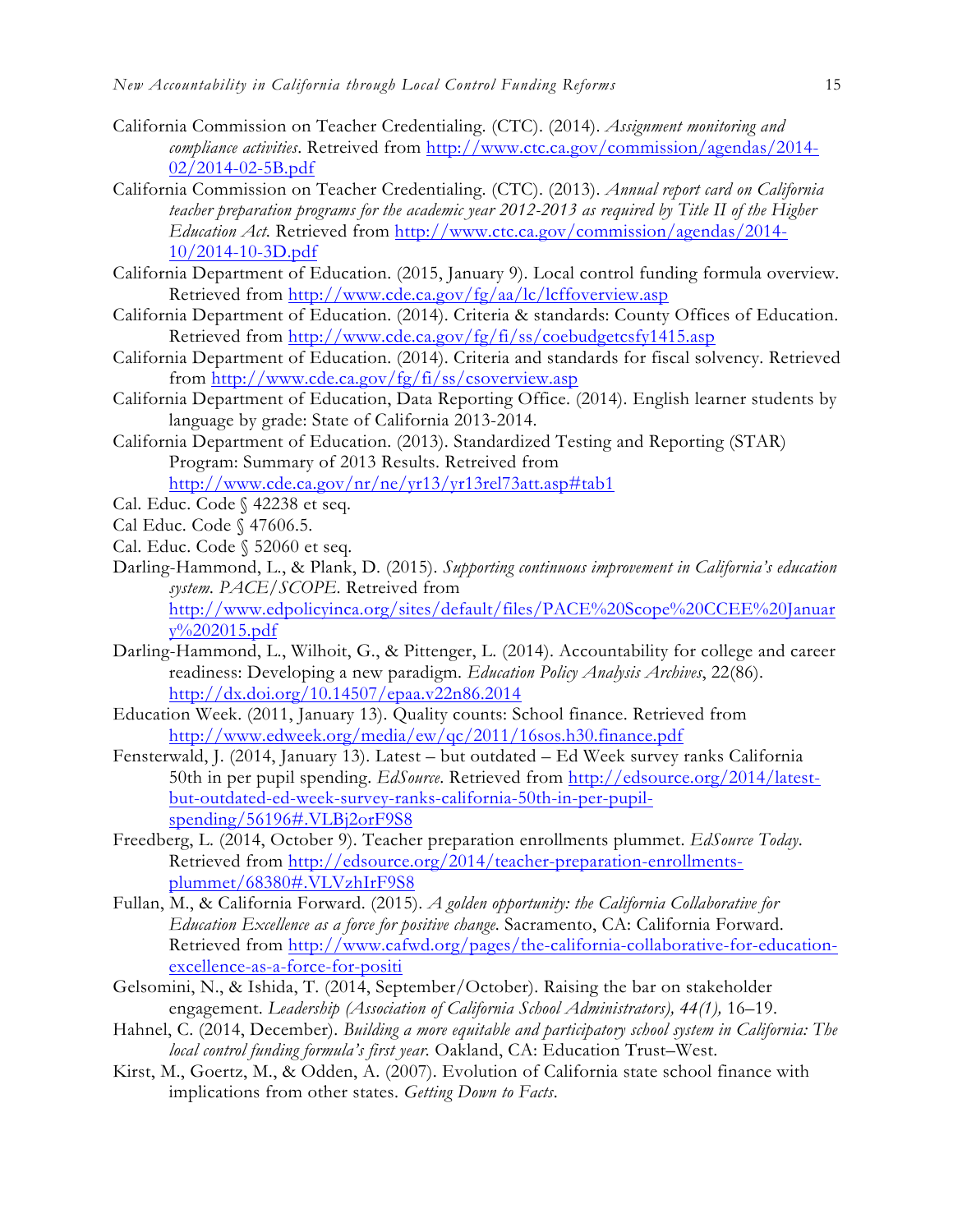California Commission on Teacher Credentialing. (CTC). (2014). *Assignment monitoring and compliance activities*. Retrieved from http://www.ctc.ca.gov/commission/agendas/2014-02/2014-02-5B.pdf

California Commission on Teacher Credentialing. (CTC). (2013). *Annual report card on California teacher preparation programs for the academic year 2012-2013 as required by Title II of the Higher Education Act.* Retrieved from http://www.ctc.ca.gov/commission/agendas/2014-10/2014-10-3D.pdf

California Department of Education. (2015, January 9). Local control funding formula overview. Retrieved from http://www.cde.ca.gov/fg/aa/lc/lcffoverview.asp

California Department of Education. (2014). Criteria & standards: County Offices of Education. Retrieved from http://www.cde.ca.gov/fg/fi/ss/coebudgetcsfy1415.asp

California Department of Education. (2014). Criteria and standards for fiscal solvency. Retrieved from http://www.cde.ca.gov/fg/fi/ss/csoverview.asp

California Department of Education, Data Reporting Office. (2014). English learner students by language by grade: State of California 2013-2014.

California Department of Education. (2013). Standardized Testing and Reporting (STAR) Program: Summary of 2013 Results. Retrieved from http://www.cde.ca.gov/nr/ne/yr13/yr13rel73att.asp#tab1

Cal. Educ. Code § 42238 et seq.

Cal Educ. Code § 47606.5.

Cal. Educ. Code § 52060 et seq.

Darling-Hammond, L., & Plank, D. (2015). *Supporting continuous improvement in California's education system. PACE/SCOPE*. Retrieved from http://www.edpolicyinca.org/sites/default/files/PACE%20Scope%20CCEE%20January%202015.pdf

Darling-Hammond, L., Wilhoit, G., & Pittenger, L. (2014). Accountability for college and career readiness: Developing a new paradigm. *Education Policy Analysis Archives*, 22(86). http://dx.doi.org/10.14507/epaa.v22n86.2014

Education Week. (2011, January 13). Quality counts: School finance. Retrieved from http://www.edweek.org/media/ew/qc/2011/16sos.h30.finance.pdf

Fensterwald, J. (2014, January 13). Latest – but outdated – Ed Week survey ranks California 50th in per pupil spending. *EdSource*. Retrieved from http://edsource.org/2014/latest-but-outdated-ed-week-survey-ranks-california-50th-in-per-pupil-spending/56196#.VLBj2orF9S8

Freedberg, L. (2014, October 9). Teacher preparation enrollments plummet. *EdSource Today*. Retrieved from http://edsource.org/2014/teacher-preparation-enrollments-plummet/68380#.VLVzhIrF9S8

Fullan, M., & California Forward. (2015). *A golden opportunity: the California Collaborative for Education Excellence as a force for positive change.* Sacramento, CA: California Forward. Retrieved from http://www.cafwd.org/pages/the-california-collaborative-for-education-excellence-as-a-force-for-positi

Gelsomini, N., & Ishida, T. (2014, September/October). Raising the bar on stakeholder engagement. *Leadership (Association of California School Administrators), 44(1),* 16–19.

Hahnel, C. (2014, December). *Building a more equitable and participatory school system in California: The local control funding formula's first year.* Oakland, CA: Education Trust–West.

Kirst, M., Goertz, M., & Odden, A. (2007). Evolution of California state school finance with implications from other states. *Getting Down to Facts*.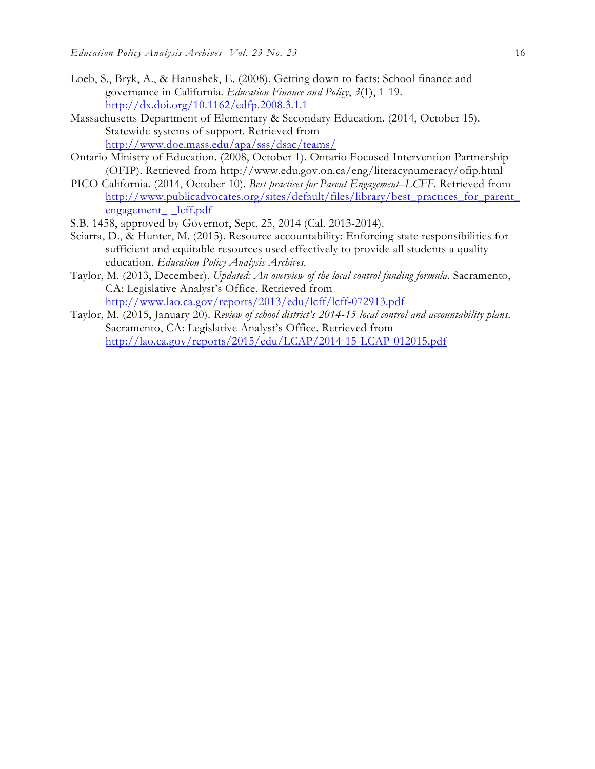Loeb, S., Bryk, A., & Hanushek, E. (2008). Getting down to facts: School finance and governance in California. *Education Finance and Policy*, *3*(1), 1-19. http://dx.doi.org/10.1162/edfp.2008.3.1.1

Massachusetts Department of Elementary & Secondary Education. (2014, October 15). Statewide systems of support. Retrieved from http://www.doe.mass.edu/apa/sss/dsac/teams/

Ontario Ministry of Education. (2008, October 1). Ontario Focused Intervention Partnership (OFIP). Retrieved from http://www.edu.gov.on.ca/eng/literacynumeracy/ofip.html

PICO California. (2014, October 10). *Best practices for Parent Engagement–LCFF*. Retrieved from http://www.publicadvocates.org/sites/default/files/library/best_practices_for_parent_engagement_-_lcff.pdf

S.B. 1458, approved by Governor, Sept. 25, 2014 (Cal. 2013-2014).

Sciarra, D., & Hunter, M. (2015). Resource accountability: Enforcing state responsibilities for sufficient and equitable resources used effectively to provide all students a quality education. *Education Policy Analysis Archives*.

Taylor, M. (2013, December). *Updated: An overview of the local control funding formula.* Sacramento, CA: Legislative Analyst's Office. Retrieved from http://www.lao.ca.gov/reports/2013/edu/lcff/lcff-072913.pdf

Taylor, M. (2015, January 20). *Review of school district's 2014-15 local control and accountability plans*. Sacramento, CA: Legislative Analyst's Office. Retrieved from http://lao.ca.gov/reports/2015/edu/LCAP/2014-15-LCAP-012015.pdf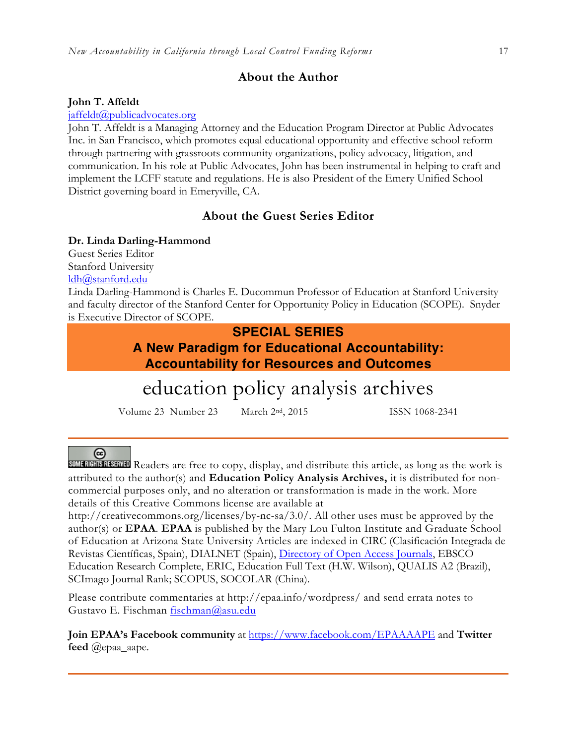## About the Author

**John T. Affeldt**
jaffeldt@publicadvocates.org
John T. Affeldt is a Managing Attorney and the Education Program Director at Public Advocates Inc. in San Francisco, which promotes equal educational opportunity and effective school reform through partnering with grassroots community organizations, policy advocacy, litigation, and communication. In his role at Public Advocates, John has been instrumental in helping to craft and implement the LCFF statute and regulations. He is also President of the Emery Unified School District governing board in Emeryville, CA.

## About the Guest Series Editor

**Dr. Linda Darling-Hammond**
Guest Series Editor
Stanford University
ldh@stanford.edu
Linda Darling-Hammond is Charles E. Ducommun Professor of Education at Stanford University and faculty director of the Stanford Center for Opportunity Policy in Education (SCOPE). Snyder is Executive Director of SCOPE.

**SPECIAL SERIES**
**A New Paradigm for Educational Accountability: Accountability for Resources and Outcomes**

# education policy analysis archives

Volume 23 Number 23 March 2nd, 2015 ISSN 1068-2341

SOME RIGHTS RESERVED Readers are free to copy, display, and distribute this article, as long as the work is attributed to the author(s) and **Education Policy Analysis Archives,** it is distributed for non-commercial purposes only, and no alteration or transformation is made in the work. More details of this Creative Commons license are available at http://creativecommons.org/licenses/by-nc-sa/3.0/. All other uses must be approved by the author(s) or **EPAA**. **EPAA** is published by the Mary Lou Fulton Institute and Graduate School of Education at Arizona State University Articles are indexed in CIRC (Clasificación Integrada de Revistas Científicas, Spain), DIALNET (Spain), Directory of Open Access Journals, EBSCO Education Research Complete, ERIC, Education Full Text (H.W. Wilson), QUALIS A2 (Brazil), SCImago Journal Rank; SCOPUS, SOCOLAR (China).

Please contribute commentaries at http://epaa.info/wordpress/ and send errata notes to Gustavo E. Fischman fischman@asu.edu

**Join EPAA's Facebook community** at https://www.facebook.com/EPAAAAPE and **Twitter feed** @epaa_aape.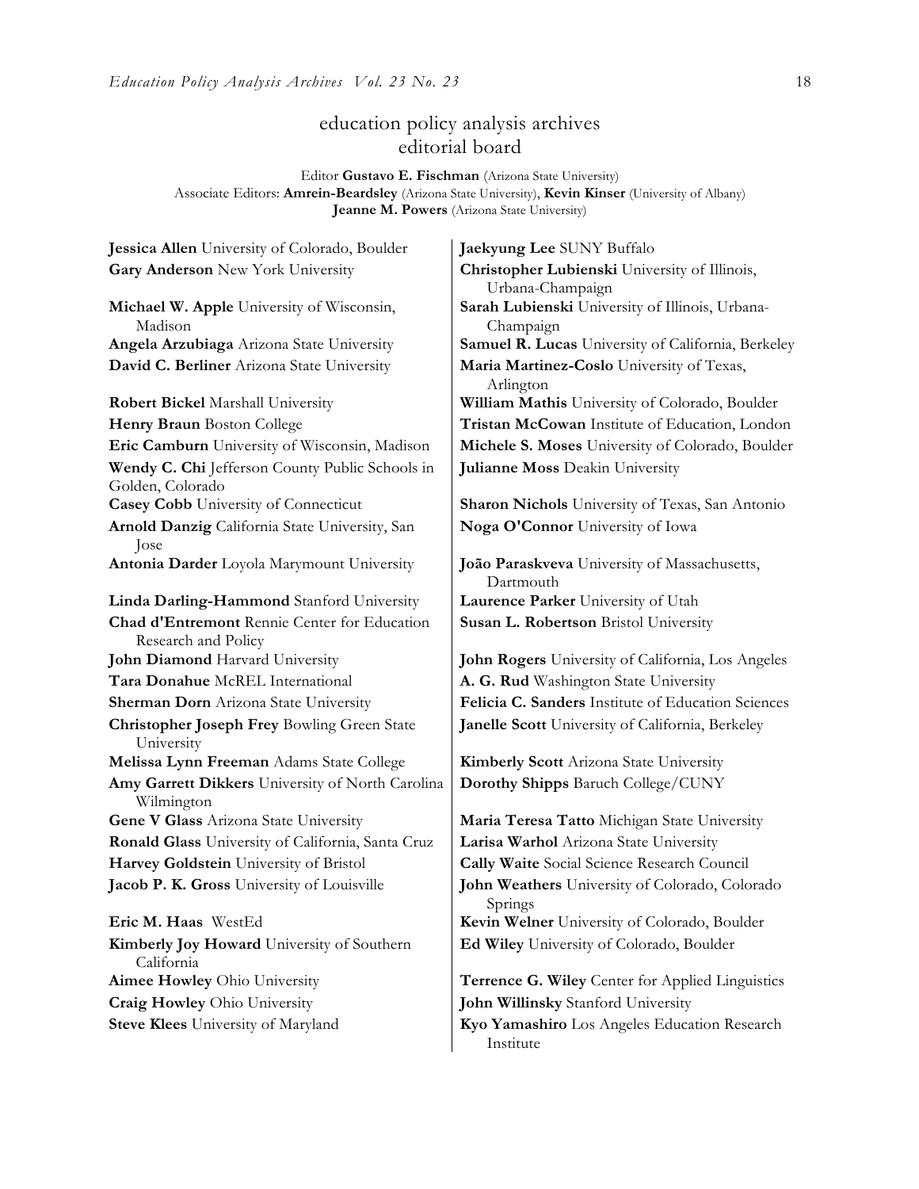# education policy analysis archives
## editorial board

Editor **Gustavo E. Fischman** (Arizona State University)
Associate Editors: **Amrein-Beardsley** (Arizona State University), **Kevin Kinser** (University of Albany)
**Jeanne M. Powers** (Arizona State University)

**Jessica Allen** University of Colorado, Boulder
**Gary Anderson** New York University
**Michael W. Apple** University of Wisconsin, Madison
**Angela Arzubiaga** Arizona State University
**David C. Berliner** Arizona State University
**Robert Bickel** Marshall University
**Henry Braun** Boston College
**Eric Camburn** University of Wisconsin, Madison
**Wendy C. Chi** Jefferson County Public Schools in Golden, Colorado
**Casey Cobb** University of Connecticut
**Arnold Danzig** California State University, San Jose
**Antonia Darder** Loyola Marymount University
**Linda Darling-Hammond** Stanford University
**Chad d'Entremont** Rennie Center for Education Research and Policy
**John Diamond** Harvard University
**Tara Donahue** McREL International
**Sherman Dorn** Arizona State University
**Christopher Joseph Frey** Bowling Green State University
**Melissa Lynn Freeman** Adams State College
**Amy Garrett Dikkers** University of North Carolina Wilmington
**Gene V Glass** Arizona State University
**Ronald Glass** University of California, Santa Cruz
**Harvey Goldstein** University of Bristol
**Jacob P. K. Gross** University of Louisville
**Eric M. Haas** WestEd
**Kimberly Joy Howard** University of Southern California
**Aimee Howley** Ohio University
**Craig Howley** Ohio University
**Steve Klees** University of Maryland
**Jaekyung Lee** SUNY Buffalo
**Christopher Lubienski** University of Illinois, Urbana-Champaign
**Sarah Lubienski** University of Illinois, Urbana-Champaign
**Samuel R. Lucas** University of California, Berkeley
**Maria Martinez-Coslo** University of Texas, Arlington
**William Mathis** University of Colorado, Boulder
**Tristan McCowan** Institute of Education, London
**Michele S. Moses** University of Colorado, Boulder
**Julianne Moss** Deakin University
**Sharon Nichols** University of Texas, San Antonio
**Noga O'Connor** University of Iowa
**João Paraskveva** University of Massachusetts, Dartmouth
**Laurence Parker** University of Utah
**Susan L. Robertson** Bristol University
**John Rogers** University of California, Los Angeles
**A. G. Rud** Washington State University
**Felicia C. Sanders** Institute of Education Sciences
**Janelle Scott** University of California, Berkeley
**Kimberly Scott** Arizona State University
**Dorothy Shipps** Baruch College/CUNY
**Maria Teresa Tatto** Michigan State University
**Larisa Warhol** Arizona State University
**Cally Waite** Social Science Research Council
**John Weathers** University of Colorado, Colorado Springs
**Kevin Welner** University of Colorado, Boulder
**Ed Wiley** University of Colorado, Boulder
**Terrence G. Wiley** Center for Applied Linguistics
**John Willinsky** Stanford University
**Kyo Yamashiro** Los Angeles Education Research Institute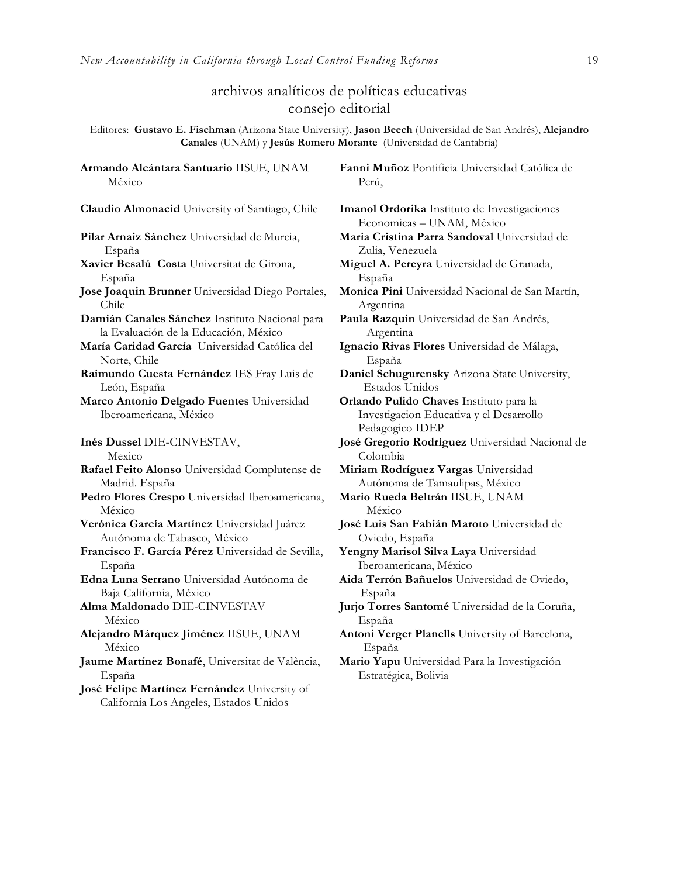## archivos analíticos de políticas educativas
## consejo editorial

Editores: **Gustavo E. Fischman** (Arizona State University), **Jason Beech** (Universidad de San Andrés), **Alejandro Canales** (UNAM) y **Jesús Romero Morante** (Universidad de Cantabria)

**Armando Alcántara Santuario** IISUE, UNAM México

**Claudio Almonacid** University of Santiago, Chile

**Pilar Arnaiz Sánchez** Universidad de Murcia, España

**Xavier Besalú Costa** Universitat de Girona, España

**Jose Joaquin Brunner** Universidad Diego Portales, Chile

**Damián Canales Sánchez** Instituto Nacional para la Evaluación de la Educación, México

**María Caridad García** Universidad Católica del Norte, Chile

**Raimundo Cuesta Fernández** IES Fray Luis de León, España

**Marco Antonio Delgado Fuentes** Universidad Iberoamericana, México

**Inés Dussel** DIE-CINVESTAV, Mexico

**Rafael Feito Alonso** Universidad Complutense de Madrid. España

**Pedro Flores Crespo** Universidad Iberoamericana, México

**Verónica García Martínez** Universidad Juárez Autónoma de Tabasco, México

**Francisco F. García Pérez** Universidad de Sevilla, España

**Edna Luna Serrano** Universidad Autónoma de Baja California, México

**Alma Maldonado** DIE-CINVESTAV México

**Alejandro Márquez Jiménez** IISUE, UNAM México

**Jaume Martínez Bonafé**, Universitat de València, España

**José Felipe Martínez Fernández** University of California Los Angeles, Estados Unidos

**Fanni Muñoz** Pontificia Universidad Católica de Perú,

**Imanol Ordorika** Instituto de Investigaciones Economicas – UNAM, México

**Maria Cristina Parra Sandoval** Universidad de Zulia, Venezuela

**Miguel A. Pereyra** Universidad de Granada, España

**Monica Pini** Universidad Nacional de San Martín, Argentina

**Paula Razquin** Universidad de San Andrés, Argentina

**Ignacio Rivas Flores** Universidad de Málaga, España

**Daniel Schugurensky** Arizona State University, Estados Unidos

**Orlando Pulido Chaves** Instituto para la Investigacion Educativa y el Desarrollo Pedagogico IDEP

**José Gregorio Rodríguez** Universidad Nacional de Colombia

**Miriam Rodríguez Vargas** Universidad Autónoma de Tamaulipas, México

**Mario Rueda Beltrán** IISUE, UNAM México

**José Luis San Fabián Maroto** Universidad de Oviedo, España

**Yengny Marisol Silva Laya** Universidad Iberoamericana, México

**Aida Terrón Bañuelos** Universidad de Oviedo, España

**Jurjo Torres Santomé** Universidad de la Coruña, España

**Antoni Verger Planells** University of Barcelona, España

**Mario Yapu** Universidad Para la Investigación Estratégica, Bolivia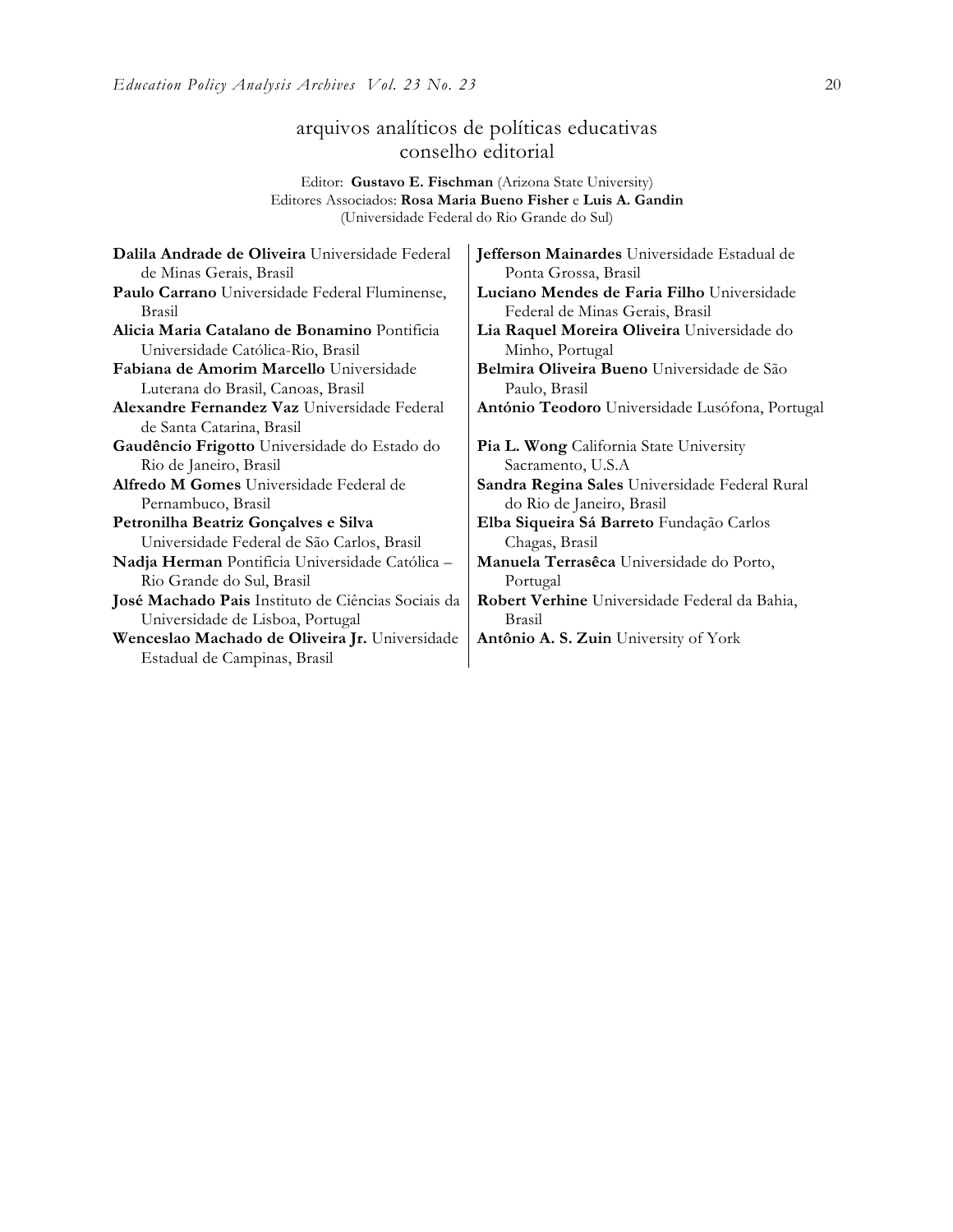# arquivos analíticos de políticas educativas
## conselho editorial

Editor: **Gustavo E. Fischman** (Arizona State University)
Editores Associados: **Rosa Maria Bueno Fisher** e **Luis A. Gandin**
(Universidade Federal do Rio Grande do Sul)

**Dalila Andrade de Oliveira** Universidade Federal de Minas Gerais, Brasil

**Paulo Carrano** Universidade Federal Fluminense, Brasil

**Alicia Maria Catalano de Bonamino** Pontificia Universidade Católica-Rio, Brasil

**Fabiana de Amorim Marcello** Universidade Luterana do Brasil, Canoas, Brasil

**Alexandre Fernandez Vaz** Universidade Federal de Santa Catarina, Brasil

**Gaudêncio Frigotto** Universidade do Estado do Rio de Janeiro, Brasil

**Alfredo M Gomes** Universidade Federal de Pernambuco, Brasil

**Petronilha Beatriz Gonçalves e Silva** Universidade Federal de São Carlos, Brasil

**Nadja Herman** Pontificia Universidade Católica – Rio Grande do Sul, Brasil

**José Machado Pais** Instituto de Ciências Sociais da Universidade de Lisboa, Portugal

**Wenceslao Machado de Oliveira Jr.** Universidade Estadual de Campinas, Brasil

**Jefferson Mainardes** Universidade Estadual de Ponta Grossa, Brasil

**Luciano Mendes de Faria Filho** Universidade Federal de Minas Gerais, Brasil

**Lia Raquel Moreira Oliveira** Universidade do Minho, Portugal

**Belmira Oliveira Bueno** Universidade de São Paulo, Brasil

**António Teodoro** Universidade Lusófona, Portugal

**Pia L. Wong** California State University Sacramento, U.S.A

**Sandra Regina Sales** Universidade Federal Rural do Rio de Janeiro, Brasil

**Elba Siqueira Sá Barreto** Fundação Carlos Chagas, Brasil

**Manuela Terrasêca** Universidade do Porto, Portugal

**Robert Verhine** Universidade Federal da Bahia, Brasil

**Antônio A. S. Zuin** University of York